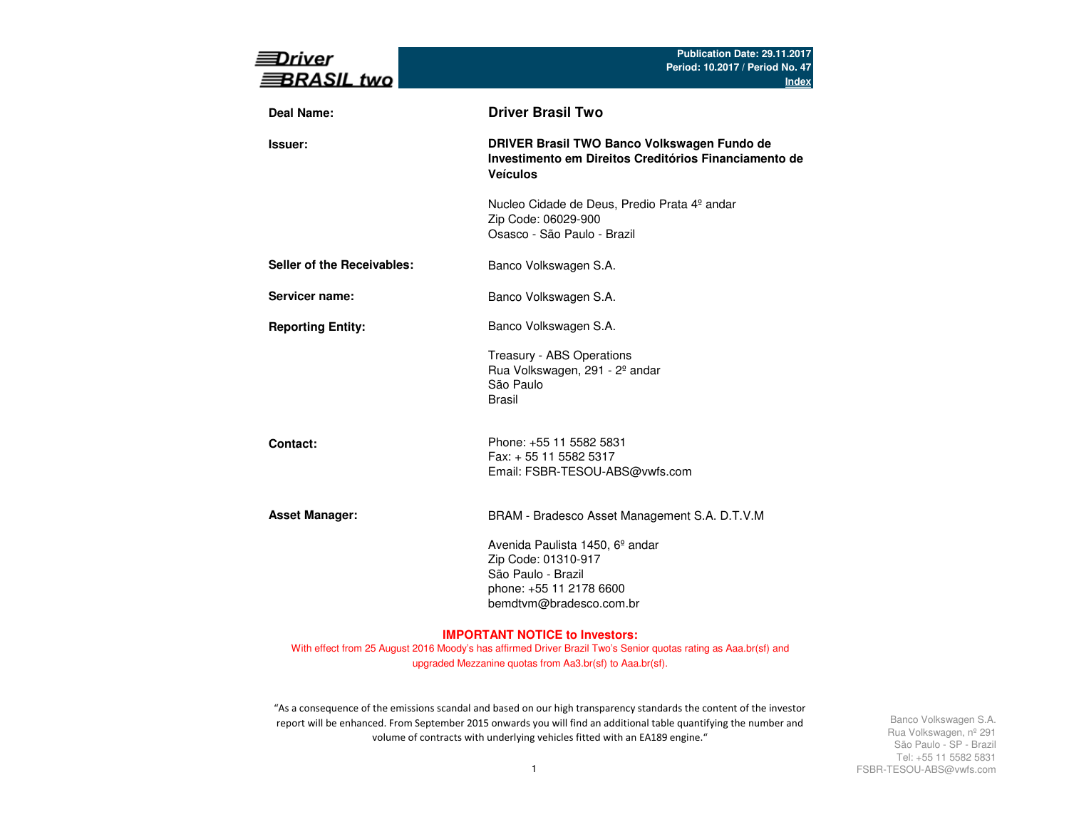# Driver BRASIL two

**Publication Date: 29.11.2017**
**Period: 10.2017 / Period No. 47**
**Index**

| | |
|---|---|
| **Deal Name:** | **Driver Brasil Two** |
| **Issuer:** | **DRIVER Brasil TWO Banco Volkswagen Fundo de Investimento em Direitos Creditórios Financiamento de Veículos**<br><br>Nucleo Cidade de Deus, Predio Prata 4º andar<br>Zip Code: 06029-900<br>Osasco - São Paulo - Brazil |
| **Seller of the Receivables:** | Banco Volkswagen S.A. |
| **Servicer name:** | Banco Volkswagen S.A. |
| **Reporting Entity:** | Banco Volkswagen S.A.<br><br>Treasury - ABS Operations<br>Rua Volkswagen, 291 - 2º andar<br>São Paulo<br>Brasil |
| **Contact:** | Phone: +55 11 5582 5831<br>Fax: + 55 11 5582 5317<br>Email: FSBR-TESOU-ABS@vwfs.com |
| **Asset Manager:** | BRAM - Bradesco Asset Management S.A. D.T.V.M<br><br>Avenida Paulista 1450, 6º andar<br>Zip Code: 01310-917<br>São Paulo - Brazil<br>phone: +55 11 2178 6600<br>bemdtvm@bradesco.com.br |

**IMPORTANT NOTICE to Investors:**

With effect from 25 August 2016 Moody's has affirmed Driver Brazil Two's Senior quotas rating as Aaa.br(sf) and upgraded Mezzanine quotas from Aa3.br(sf) to Aaa.br(sf).

"As a consequence of the emissions scandal and based on our high transparency standards the content of the investor report will be enhanced. From September 2015 onwards you will find an additional table quantifying the number and volume of contracts with underlying vehicles fitted with an EA189 engine."

Banco Volkswagen S.A.
Rua Volkswagen, nº 291
São Paulo - SP - Brazil
Tel: +55 11 5582 5831
FSBR-TESOU-ABS@vwfs.com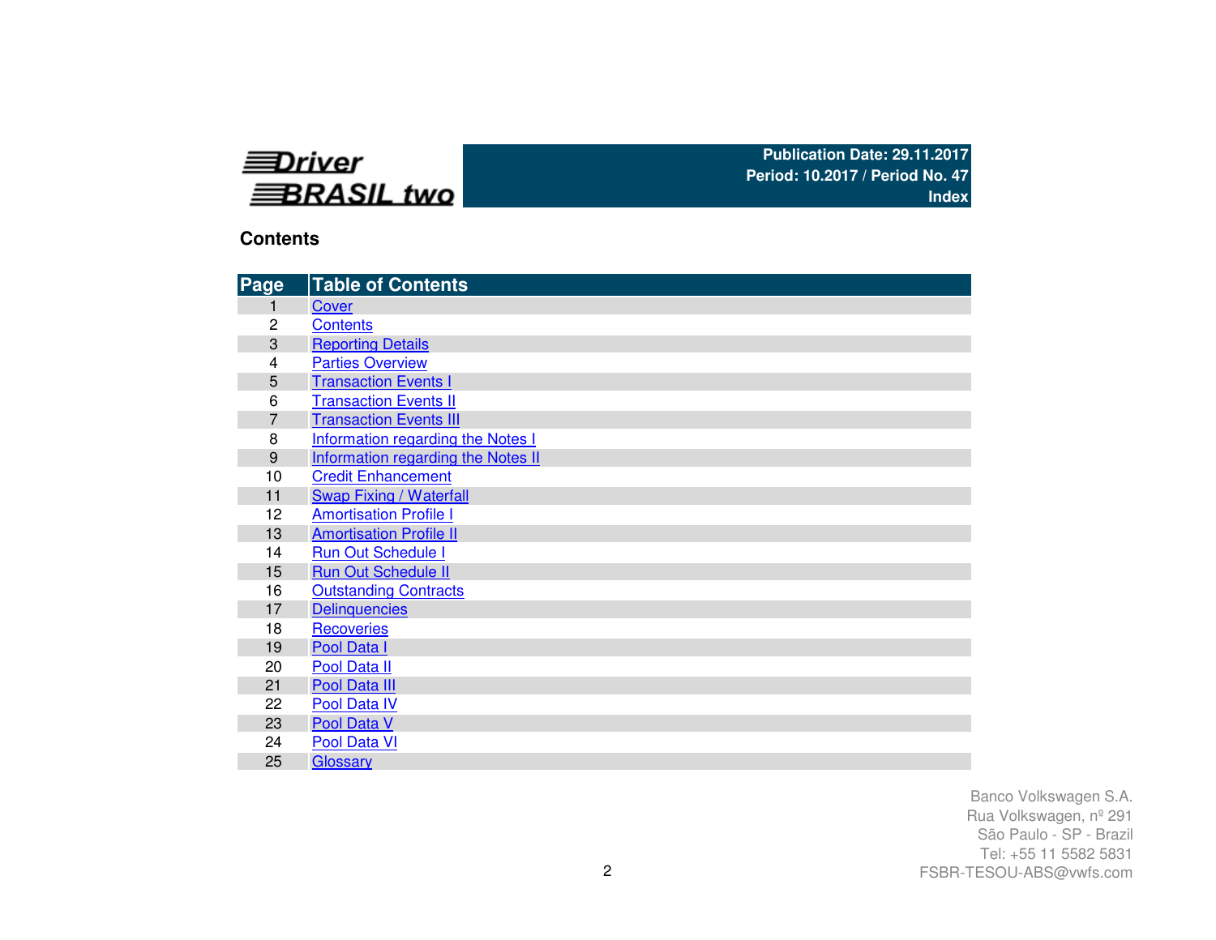Driver BRASIL two

**Publication Date: 29.11.2017**
**Period: 10.2017 / Period No. 47**
**Index**

## Contents

| Page | Table of Contents |
|---|---|
| 1 | Cover |
| 2 | Contents |
| 3 | Reporting Details |
| 4 | Parties Overview |
| 5 | Transaction Events I |
| 6 | Transaction Events II |
| 7 | Transaction Events III |
| 8 | Information regarding the Notes I |
| 9 | Information regarding the Notes II |
| 10 | Credit Enhancement |
| 11 | Swap Fixing / Waterfall |
| 12 | Amortisation Profile I |
| 13 | Amortisation Profile II |
| 14 | Run Out Schedule I |
| 15 | Run Out Schedule II |
| 16 | Outstanding Contracts |
| 17 | Delinquencies |
| 18 | Recoveries |
| 19 | Pool Data I |
| 20 | Pool Data II |
| 21 | Pool Data III |
| 22 | Pool Data IV |
| 23 | Pool Data V |
| 24 | Pool Data VI |
| 25 | Glossary |

Banco Volkswagen S.A.
Rua Volkswagen, nº 291
São Paulo - SP - Brazil
Tel: +55 11 5582 5831
FSBR-TESOU-ABS@vwfs.com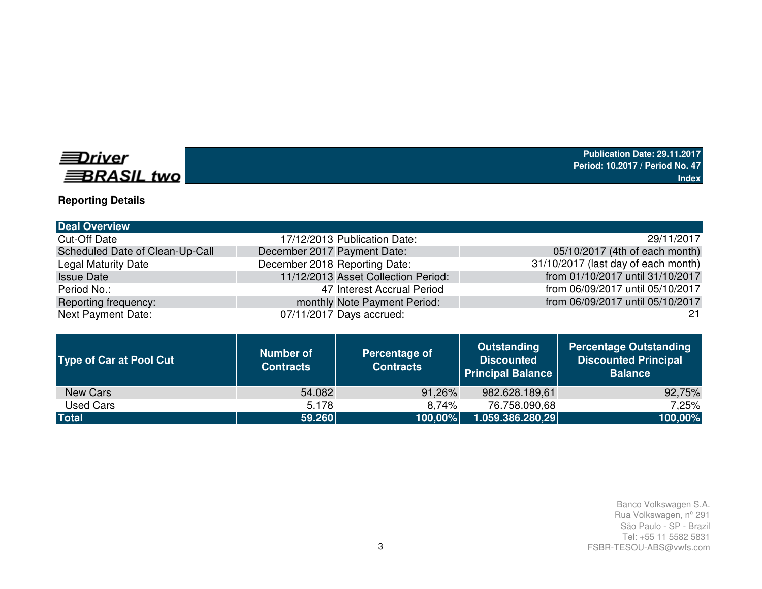**Driver BRASIL two**

**Publication Date: 29.11.2017**
**Period: 10.2017 / Period No. 47**
**Index**

## Reporting Details

| Deal Overview | | | |
|---|---|---|---|
| Cut-Off Date | 17/12/2013 | Publication Date: | 29/11/2017 |
| Scheduled Date of Clean-Up-Call | December 2017 | Payment Date: | 05/10/2017 (4th of each month) |
| Legal Maturity Date | December 2018 | Reporting Date: | 31/10/2017 (last day of each month) |
| Issue Date | 11/12/2013 | Asset Collection Period: | from 01/10/2017 until 31/10/2017 |
| Period No.: | 47 | Interest Accrual Period | from 06/09/2017 until 05/10/2017 |
| Reporting frequency: | monthly | Note Payment Period: | from 06/09/2017 until 05/10/2017 |
| Next Payment Date: | 07/11/2017 | Days accrued: | 21 |

| Type of Car at Pool Cut | Number of Contracts | Percentage of Contracts | Outstanding Discounted Principal Balance | Percentage Outstanding Discounted Principal Balance |
|---|---|---|---|---|
| New Cars | 54.082 | 91,26% | 982.628.189,61 | 92,75% |
| Used Cars | 5.178 | 8,74% | 76.758.090,68 | 7,25% |
| **Total** | **59.260** | **100,00%** | **1.059.386.280,29** | **100,00%** |

Banco Volkswagen S.A.
Rua Volkswagen, nº 291
São Paulo - SP - Brazil
Tel: +55 11 5582 5831
FSBR-TESOU-ABS@vwfs.com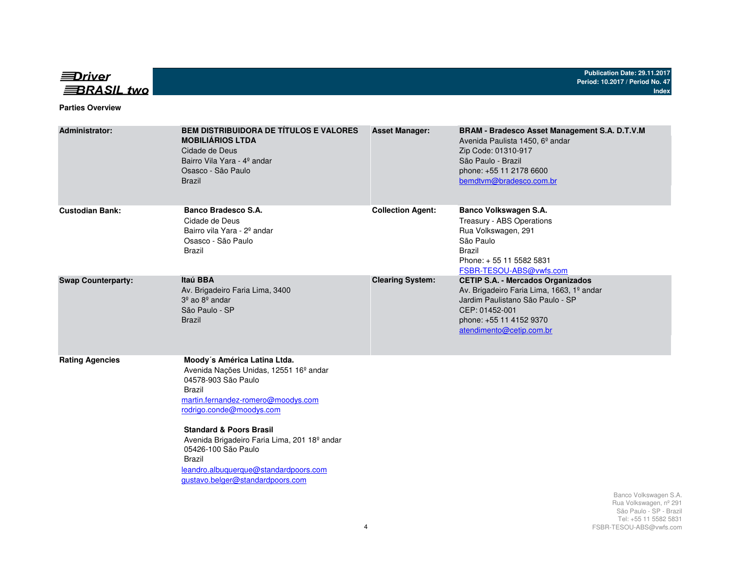**Parties Overview**

| | | | |
|---|---|---|---|
| **Administrator:** | **BEM DISTRIBUIDORA DE TÍTULOS E VALORES MOBILIÁRIOS LTDA**<br>Cidade de Deus<br>Bairro Vila Yara - 4º andar<br>Osasco - São Paulo<br>Brazil | **Asset Manager:** | **BRAM - Bradesco Asset Management S.A. D.T.V.M**<br>Avenida Paulista 1450, 6º andar<br>Zip Code: 01310-917<br>São Paulo - Brazil<br>phone: +55 11 2178 6600<br>bemdtvm@bradesco.com.br |
| **Custodian Bank:** | **Banco Bradesco S.A.**<br>Cidade de Deus<br>Bairro vila Yara - 2º andar<br>Osasco - São Paulo<br>Brazil | **Collection Agent:** | **Banco Volkswagen S.A.**<br>Treasury - ABS Operations<br>Rua Volkswagen, 291<br>São Paulo<br>Brazil<br>Phone: + 55 11 5582 5831<br>FSBR-TESOU-ABS@vwfs.com |
| **Swap Counterparty:** | **Itaú BBA**<br>Av. Brigadeiro Faria Lima, 3400<br>3º ao 8º andar<br>São Paulo - SP<br>Brazil | **Clearing System:** | **CETIP S.A. - Mercados Organizados**<br>Av. Brigadeiro Faria Lima, 1663, 1º andar<br>Jardim Paulistano São Paulo - SP<br>CEP: 01452-001<br>phone: +55 11 4152 9370<br>atendimento@cetip.com.br |
| **Rating Agencies** | **Moody´s América Latina Ltda.**<br>Avenida Nações Unidas, 12551 16º andar<br>04578-903 São Paulo<br>Brazil<br>martin.fernandez-romero@moodys.com<br>rodrigo.conde@moodys.com<br><br>**Standard & Poors Brasil**<br>Avenida Brigadeiro Faria Lima, 201 18º andar<br>05426-100 São Paulo<br>Brazil<br>leandro.albuquerque@standardpoors.com<br>gustavo.belger@standardpoors.com | | |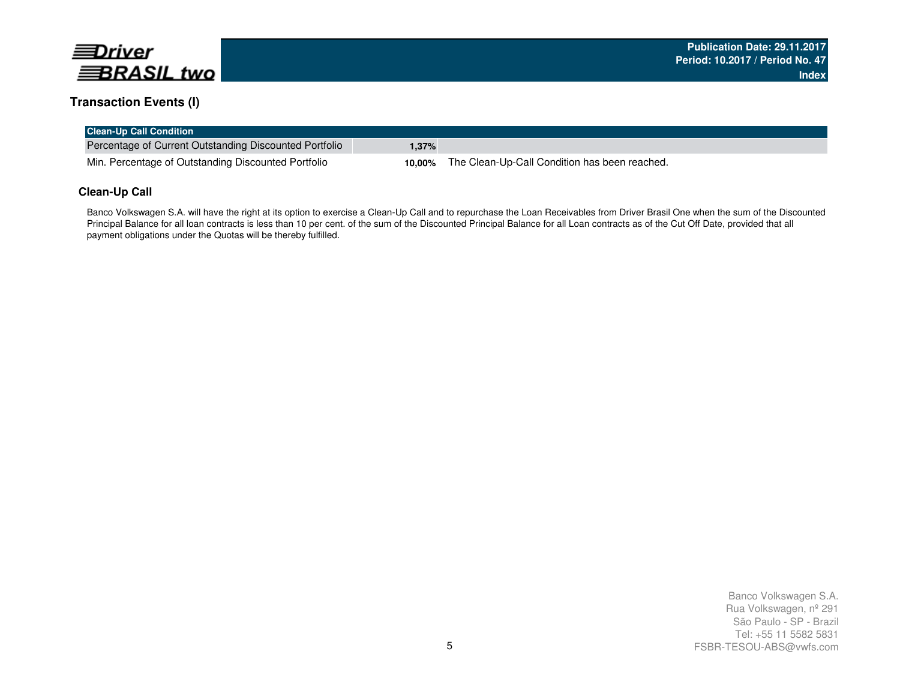## Transaction Events (I)

| Clean-Up Call Condition | | |
| --- | --- | --- |
| Percentage of Current Outstanding Discounted Portfolio | 1,37% | |
| Min. Percentage of Outstanding Discounted Portfolio | 10,00% | The Clean-Up-Call Condition has been reached. |

### Clean-Up Call

Banco Volkswagen S.A. will have the right at its option to exercise a Clean-Up Call and to repurchase the Loan Receivables from Driver Brasil One when the sum of the Discounted Principal Balance for all loan contracts is less than 10 per cent. of the sum of the Discounted Principal Balance for all Loan contracts as of the Cut Off Date, provided that all payment obligations under the Quotas will be thereby fulfilled.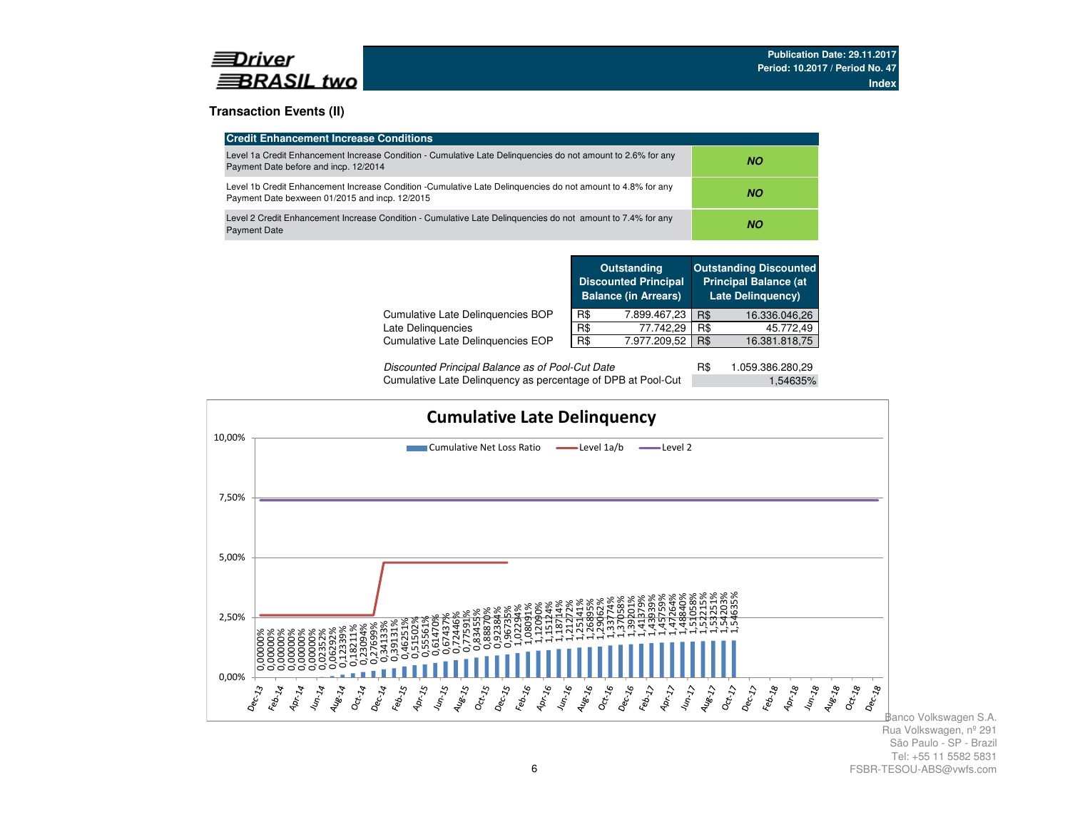Publication Date: 29.11.2017
Period: 10.2017 / Period No. 47
Index

## Transaction Events (II)

| Credit Enhancement Increase Conditions | |
|---|---|
| Level 1a Credit Enhancement Increase Condition - Cumulative Late Delinquencies do not amount to 2.6% for any Payment Date before and incp. 12/2014 | ***NO*** |
| Level 1b Credit Enhancement Increase Condition -Cumulative Late Delinquencies do not amount to 4.8% for any Payment Date bexween 01/2015 and incp. 12/2015 | ***NO*** |
| Level 2 Credit Enhancement Increase Condition - Cumulative Late Delinquencies do not amount to 7.4% for any Payment Date | ***NO*** |

| | Outstanding Discounted Principal Balance (in Arrears) | Outstanding Discounted Principal Balance (at Late Delinquency) |
|---|---|---|
| Cumulative Late Delinquencies BOP | R$ 7.899.467,23 | R$ 16.336.046,26 |
| Late Delinquencies | R$ 77.742,29 | R$ 45.772,49 |
| Cumulative Late Delinquencies EOP | R$ 7.977.209,52 | R$ 16.381.818,75 |

| | |
|---|---|
| *Discounted Principal Balance as of Pool-Cut Date* | R$ 1.059.386.280,29 |
| Cumulative Late Delinquency as percentage of DPB at Pool-Cut | 1,54635% |

**Cumulative Late Delinquency**

Cumulative Net Loss Ratio — Level 1a/b — Level 2

10,00%
7,50%
5,00%
2,50%
0,00%

0,00000% 0,00000% 0,00000% 0,00000% 0,00000% 0,00000% 0,02352% 0,06292% 0,12339% 0,18211% 0,23094% 0,27699% 0,34133% 0,39131% 0,46251% 0,51502% 0,55561% 0,61470% 0,67437% 0,72446% 0,77591% 0,83455% 0,88870% 0,92384% 0,96735% 1,02294% 1,08091% 1,12090% 1,15124% 1,18714% 1,21272% 1,25141% 1,26895% 1,29062% 1,33774% 1,37058% 1,39201% 1,41379% 1,43939% 1,45759% 1,47264% 1,48840% 1,51058% 1,52215% 1,53251% 1,54203% 1,54635%

Dec-13 Feb-14 Apr-14 Jun-14 Aug-14 Oct-14 Dec-14 Feb-15 Apr-15 Jun-15 Aug-15 Oct-15 Dec-15 Feb-16 Apr-16 Jun-16 Aug-16 Oct-16 Dec-16 Feb-17 Apr-17 Jun-17 Aug-17 Oct-17 Dec-17 Feb-18 Apr-18 Jun-18 Aug-18 Oct-18 Dec-18

Banco Volkswagen S.A.
Rua Volkswagen, nº 291
São Paulo - SP - Brazil
Tel: +55 11 5582 5831
FSBR-TESOU-ABS@vwfs.com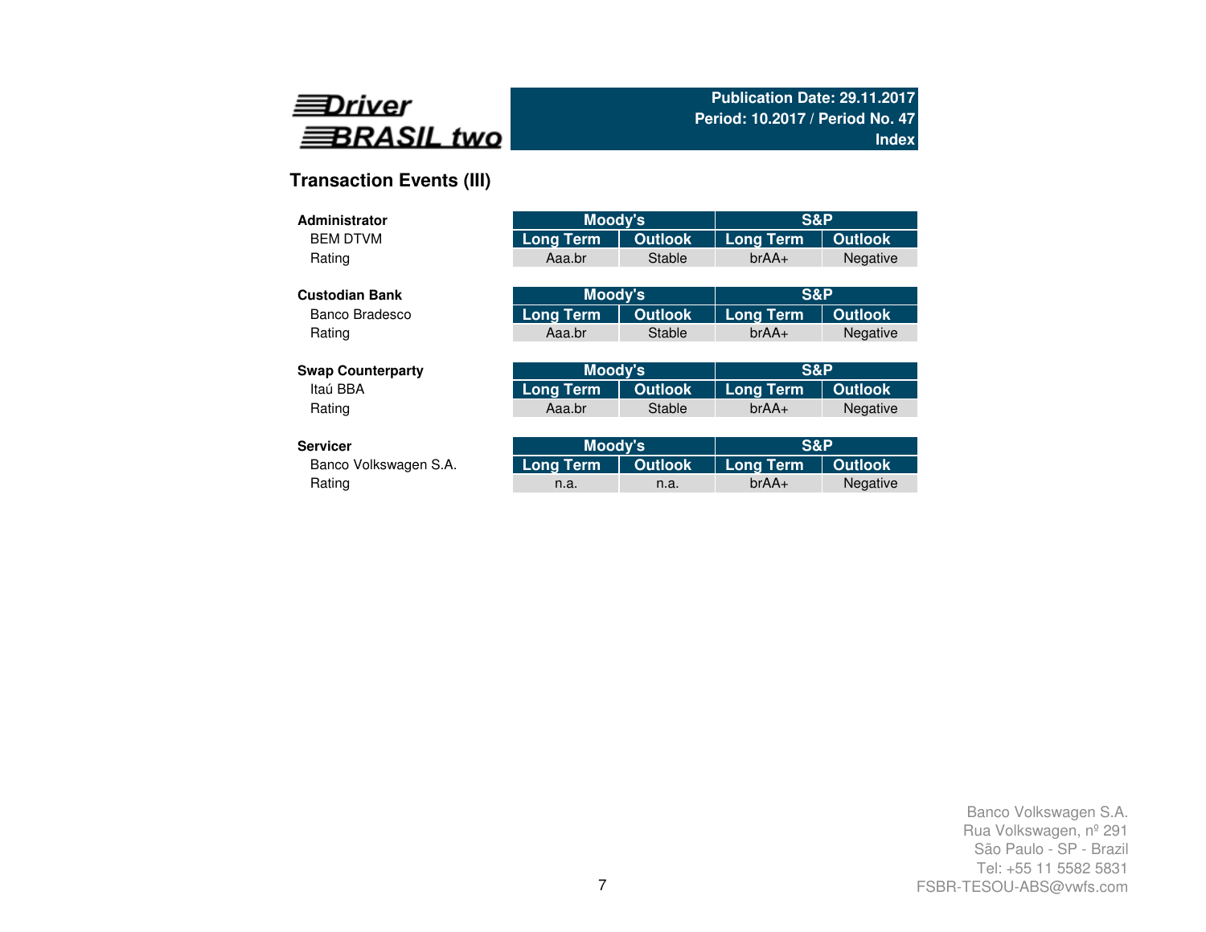Driver BRASIL two

**Publication Date: 29.11.2017**
**Period: 10.2017 / Period No. 47**
**Index**

## Transaction Events (III)

| **Administrator** | Moody's | | S&P | |
|---|---|---|---|---|
| BEM DTVM | Long Term | Outlook | Long Term | Outlook |
| Rating | Aaa.br | Stable | brAA+ | Negative |

| **Custodian Bank** | Moody's | | S&P | |
|---|---|---|---|---|
| Banco Bradesco | Long Term | Outlook | Long Term | Outlook |
| Rating | Aaa.br | Stable | brAA+ | Negative |

| **Swap Counterparty** | Moody's | | S&P | |
|---|---|---|---|---|
| Itaú BBA | Long Term | Outlook | Long Term | Outlook |
| Rating | Aaa.br | Stable | brAA+ | Negative |

| **Servicer** | Moody's | | S&P | |
|---|---|---|---|---|
| Banco Volkswagen S.A. | Long Term | Outlook | Long Term | Outlook |
| Rating | n.a. | n.a. | brAA+ | Negative |

Banco Volkswagen S.A.
Rua Volkswagen, nº 291
São Paulo - SP - Brazil
Tel: +55 11 5582 5831
FSBR-TESOU-ABS@vwfs.com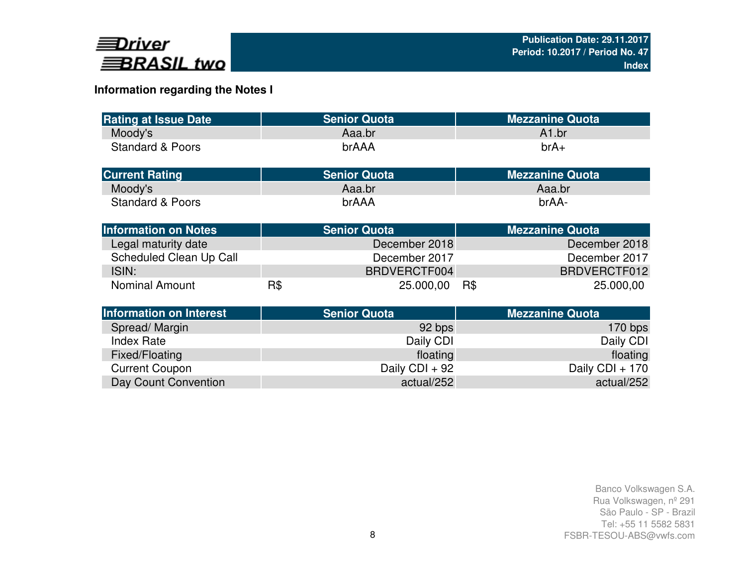Driver BRASIL two

Publication Date: 29.11.2017
Period: 10.2017 / Period No. 47
Index

## Information regarding the Notes I

| Rating at Issue Date | Senior Quota | Mezzanine Quota |
|---|---|---|
| Moody's | Aaa.br | A1.br |
| Standard & Poors | brAAA | brA+ |

| Current Rating | Senior Quota | Mezzanine Quota |
|---|---|---|
| Moody's | Aaa.br | Aaa.br |
| Standard & Poors | brAAA | brAA- |

| Information on Notes | Senior Quota | Mezzanine Quota |
|---|---|---|
| Legal maturity date | December 2018 | December 2018 |
| Scheduled Clean Up Call | December 2017 | December 2017 |
| ISIN: | BRDVERCTF004 | BRDVERCTF012 |
| Nominal Amount | R$ 25.000,00 | R$ 25.000,00 |

| Information on Interest | Senior Quota | Mezzanine Quota |
|---|---|---|
| Spread/ Margin | 92 bps | 170 bps |
| Index Rate | Daily CDI | Daily CDI |
| Fixed/Floating | floating | floating |
| Current Coupon | Daily CDI + 92 | Daily CDI + 170 |
| Day Count Convention | actual/252 | actual/252 |

Banco Volkswagen S.A.
Rua Volkswagen, nº 291
São Paulo - SP - Brazil
Tel: +55 11 5582 5831
FSBR-TESOU-ABS@vwfs.com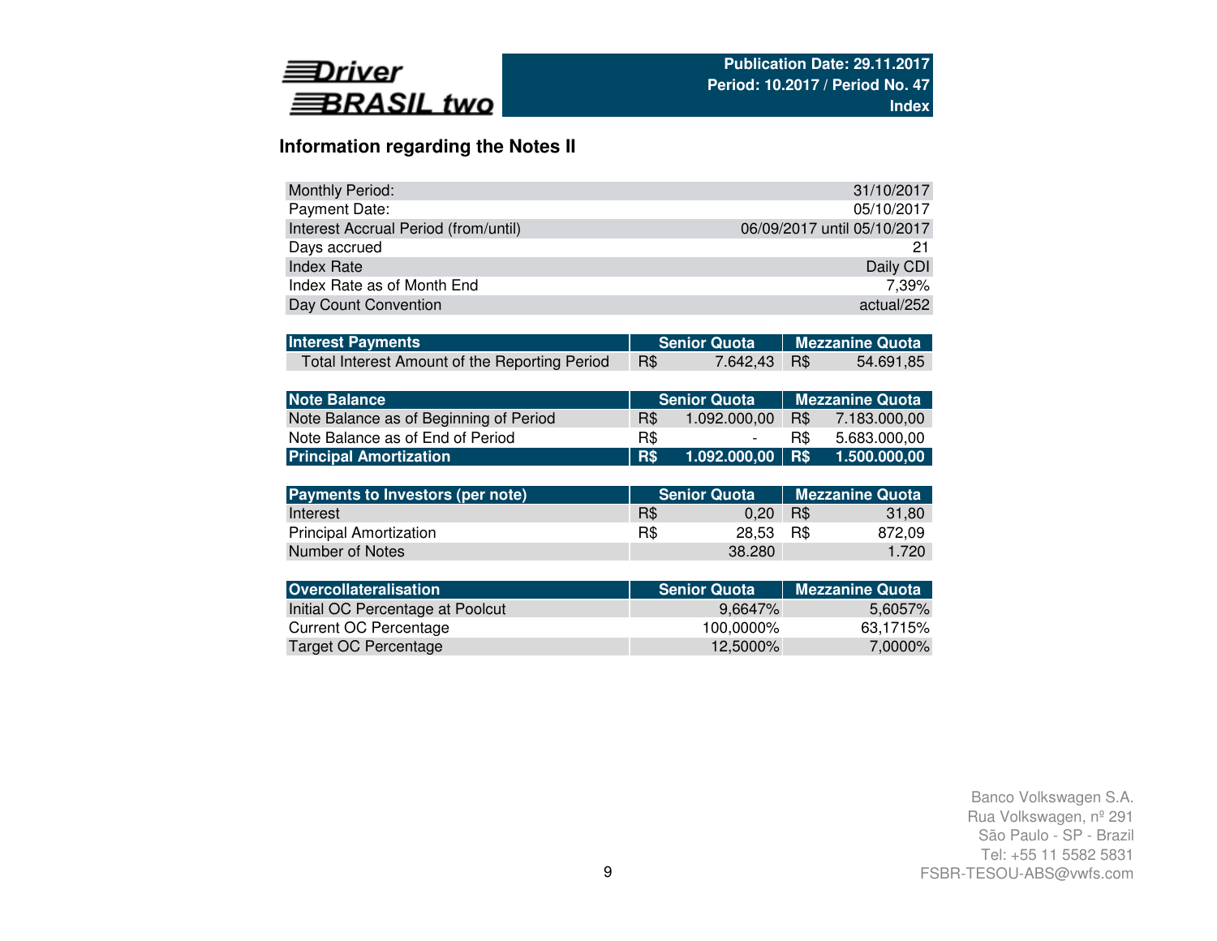Driver BRASIL two

**Publication Date: 29.11.2017**
**Period: 10.2017 / Period No. 47**
**Index**

## Information regarding the Notes II

| | |
|---|---|
| Monthly Period: | 31/10/2017 |
| Payment Date: | 05/10/2017 |
| Interest Accrual Period (from/until) | 06/09/2017 until 05/10/2017 |
| Days accrued | 21 |
| Index Rate | Daily CDI |
| Index Rate as of Month End | 7,39% |
| Day Count Convention | actual/252 |

| Interest Payments | Senior Quota | Mezzanine Quota |
|---|---|---|
| Total Interest Amount of the Reporting Period | R$ 7.642,43 | R$ 54.691,85 |

| Note Balance | Senior Quota | Mezzanine Quota |
|---|---|---|
| Note Balance as of Beginning of Period | R$ 1.092.000,00 | R$ 7.183.000,00 |
| Note Balance as of End of Period | R$ - | R$ 5.683.000,00 |
| **Principal Amortization** | **R$ 1.092.000,00** | **R$ 1.500.000,00** |

| Payments to Investors (per note) | Senior Quota | Mezzanine Quota |
|---|---|---|
| Interest | R$ 0,20 | R$ 31,80 |
| Principal Amortization | R$ 28,53 | R$ 872,09 |
| Number of Notes | 38.280 | 1.720 |

| Overcollateralisation | Senior Quota | Mezzanine Quota |
|---|---|---|
| Initial OC Percentage at Poolcut | 9,6647% | 5,6057% |
| Current OC Percentage | 100,0000% | 63,1715% |
| Target OC Percentage | 12,5000% | 7,0000% |

Banco Volkswagen S.A.
Rua Volkswagen, nº 291
São Paulo - SP - Brazil
Tel: +55 11 5582 5831
FSBR-TESOU-ABS@vwfs.com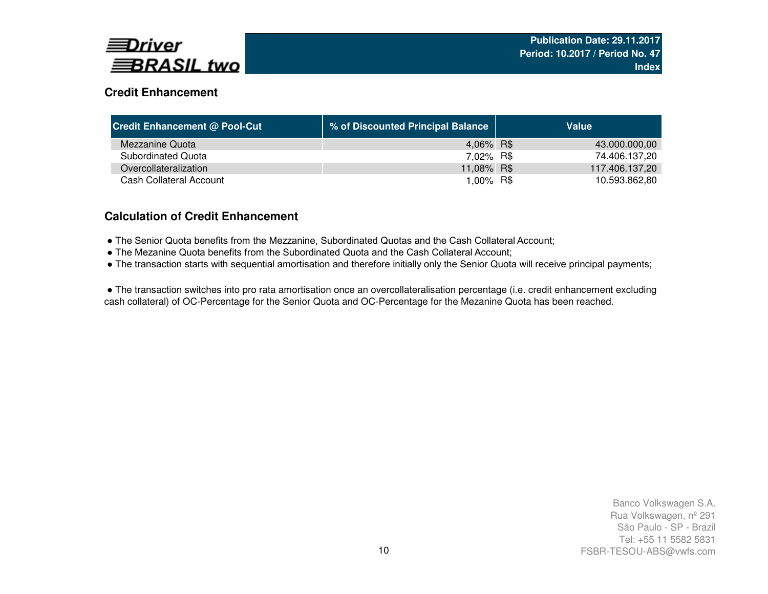## Credit Enhancement

| Credit Enhancement @ Pool-Cut | % of Discounted Principal Balance | Value | |
|---|---|---|---|
| Mezzanine Quota | 4,06% | R$ | 43.000.000,00 |
| Subordinated Quota | 7,02% | R$ | 74.406.137,20 |
| Overcollateralization | 11,08% | R$ | 117.406.137,20 |
| Cash Collateral Account | 1,00% | R$ | 10.593.862,80 |

## Calculation of Credit Enhancement

- The Senior Quota benefits from the Mezzanine, Subordinated Quotas and the Cash Collateral Account;
- The Mezanine Quota benefits from the Subordinated Quota and the Cash Collateral Account;
- The transaction starts with sequential amortisation and therefore initially only the Senior Quota will receive principal payments;

- The transaction switches into pro rata amortisation once an overcollateralisation percentage (i.e. credit enhancement excluding cash collateral) of OC-Percentage for the Senior Quota and OC-Percentage for the Mezanine Quota has been reached.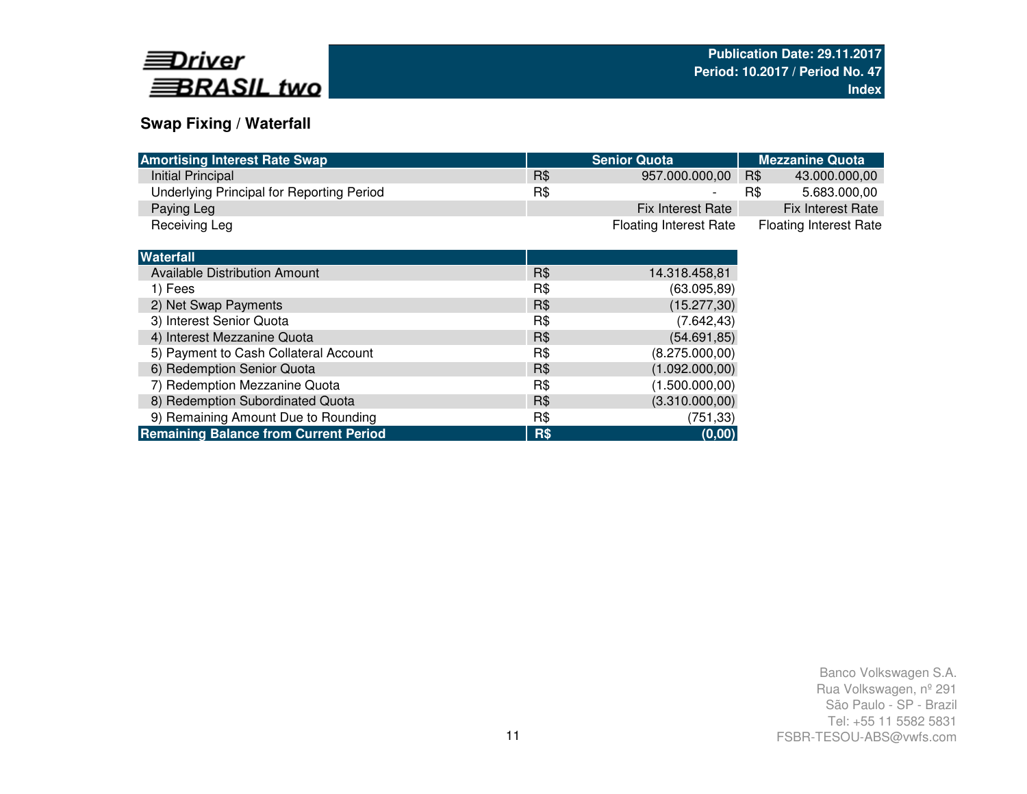Driver BRASIL two

Publication Date: 29.11.2017
Period: 10.2017 / Period No. 47
Index

## Swap Fixing / Waterfall

| Amortising Interest Rate Swap | Senior Quota | | Mezzanine Quota | |
|---|---|---|---|---|
| Initial Principal | R$ | 957.000.000,00 | R$ | 43.000.000,00 |
| Underlying Principal for Reporting Period | R$ | - | R$ | 5.683.000,00 |
| Paying Leg | | Fix Interest Rate | | Fix Interest Rate |
| Receiving Leg | | Floating Interest Rate | | Floating Interest Rate |

| Waterfall | | |
|---|---|---|
| Available Distribution Amount | R$ | 14.318.458,81 |
| 1) Fees | R$ | (63.095,89) |
| 2) Net Swap Payments | R$ | (15.277,30) |
| 3) Interest Senior Quota | R$ | (7.642,43) |
| 4) Interest Mezzanine Quota | R$ | (54.691,85) |
| 5) Payment to Cash Collateral Account | R$ | (8.275.000,00) |
| 6) Redemption Senior Quota | R$ | (1.092.000,00) |
| 7) Redemption Mezzanine Quota | R$ | (1.500.000,00) |
| 8) Redemption Subordinated Quota | R$ | (3.310.000,00) |
| 9) Remaining Amount Due to Rounding | R$ | (751,33) |
| **Remaining Balance from Current Period** | **R$** | **(0,00)** |

Banco Volkswagen S.A.
Rua Volkswagen, nº 291
São Paulo - SP - Brazil
Tel: +55 11 5582 5831
FSBR-TESOU-ABS@vwfs.com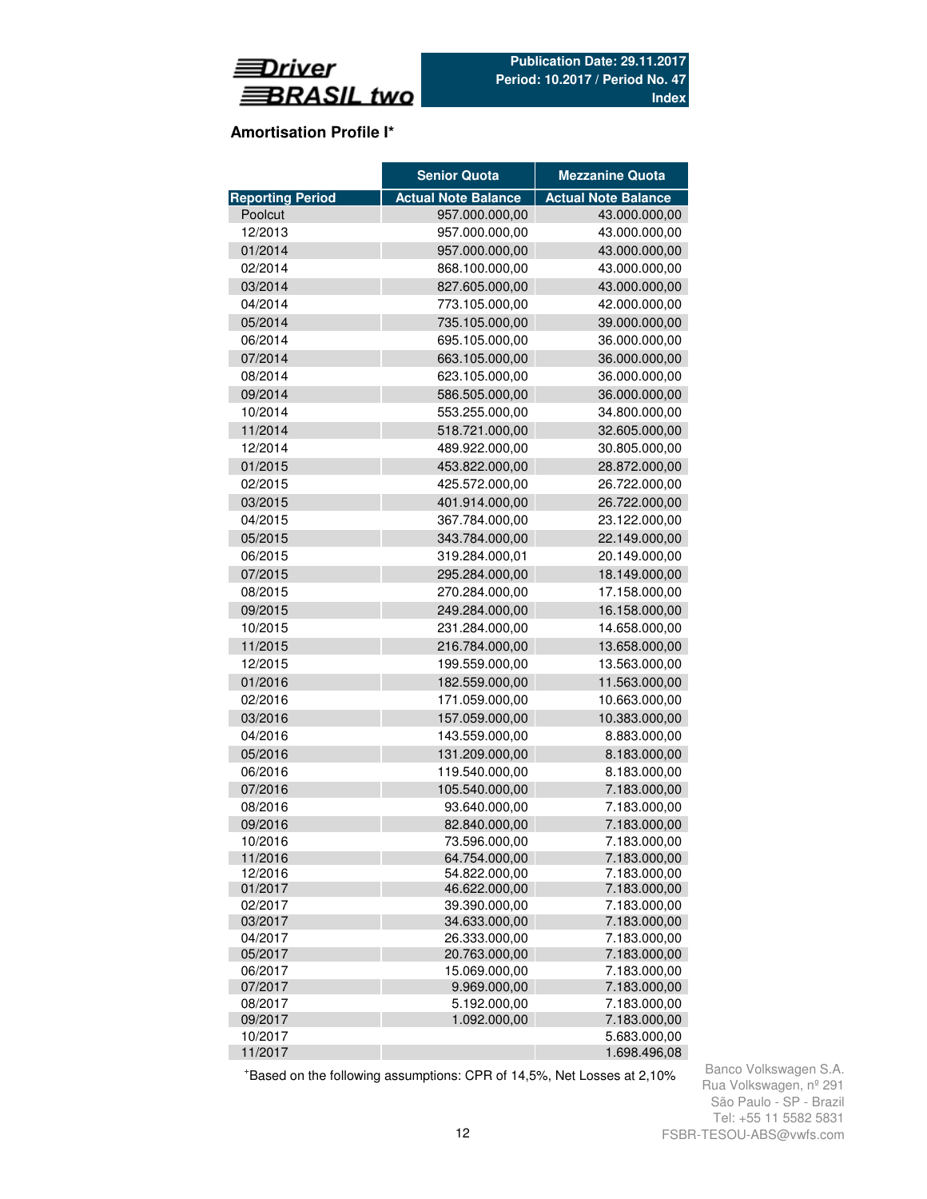## Amortisation Profile I*

| | Senior Quota | Mezzanine Quota |
|---|---|---|
| Reporting Period | Actual Note Balance | Actual Note Balance |
| Poolcut | 957.000.000,00 | 43.000.000,00 |
| 12/2013 | 957.000.000,00 | 43.000.000,00 |
| 01/2014 | 957.000.000,00 | 43.000.000,00 |
| 02/2014 | 868.100.000,00 | 43.000.000,00 |
| 03/2014 | 827.605.000,00 | 43.000.000,00 |
| 04/2014 | 773.105.000,00 | 42.000.000,00 |
| 05/2014 | 735.105.000,00 | 39.000.000,00 |
| 06/2014 | 695.105.000,00 | 36.000.000,00 |
| 07/2014 | 663.105.000,00 | 36.000.000,00 |
| 08/2014 | 623.105.000,00 | 36.000.000,00 |
| 09/2014 | 586.505.000,00 | 36.000.000,00 |
| 10/2014 | 553.255.000,00 | 34.800.000,00 |
| 11/2014 | 518.721.000,00 | 32.605.000,00 |
| 12/2014 | 489.922.000,00 | 30.805.000,00 |
| 01/2015 | 453.822.000,00 | 28.872.000,00 |
| 02/2015 | 425.572.000,00 | 26.722.000,00 |
| 03/2015 | 401.914.000,00 | 26.722.000,00 |
| 04/2015 | 367.784.000,00 | 23.122.000,00 |
| 05/2015 | 343.784.000,00 | 22.149.000,00 |
| 06/2015 | 319.284.000,01 | 20.149.000,00 |
| 07/2015 | 295.284.000,00 | 18.149.000,00 |
| 08/2015 | 270.284.000,00 | 17.158.000,00 |
| 09/2015 | 249.284.000,00 | 16.158.000,00 |
| 10/2015 | 231.284.000,00 | 14.658.000,00 |
| 11/2015 | 216.784.000,00 | 13.658.000,00 |
| 12/2015 | 199.559.000,00 | 13.563.000,00 |
| 01/2016 | 182.559.000,00 | 11.563.000,00 |
| 02/2016 | 171.059.000,00 | 10.663.000,00 |
| 03/2016 | 157.059.000,00 | 10.383.000,00 |
| 04/2016 | 143.559.000,00 | 8.883.000,00 |
| 05/2016 | 131.209.000,00 | 8.183.000,00 |
| 06/2016 | 119.540.000,00 | 8.183.000,00 |
| 07/2016 | 105.540.000,00 | 7.183.000,00 |
| 08/2016 | 93.640.000,00 | 7.183.000,00 |
| 09/2016 | 82.840.000,00 | 7.183.000,00 |
| 10/2016 | 73.596.000,00 | 7.183.000,00 |
| 11/2016 | 64.754.000,00 | 7.183.000,00 |
| 12/2016 | 54.822.000,00 | 7.183.000,00 |
| 01/2017 | 46.622.000,00 | 7.183.000,00 |
| 02/2017 | 39.390.000,00 | 7.183.000,00 |
| 03/2017 | 34.633.000,00 | 7.183.000,00 |
| 04/2017 | 26.333.000,00 | 7.183.000,00 |
| 05/2017 | 20.763.000,00 | 7.183.000,00 |
| 06/2017 | 15.069.000,00 | 7.183.000,00 |
| 07/2017 | 9.969.000,00 | 7.183.000,00 |
| 08/2017 | 5.192.000,00 | 7.183.000,00 |
| 09/2017 | 1.092.000,00 | 7.183.000,00 |
| 10/2017 | | 5.683.000,00 |
| 11/2017 | | 1.698.496,08 |

*Based on the following assumptions: CPR of 14,5%, Net Losses at 2,10%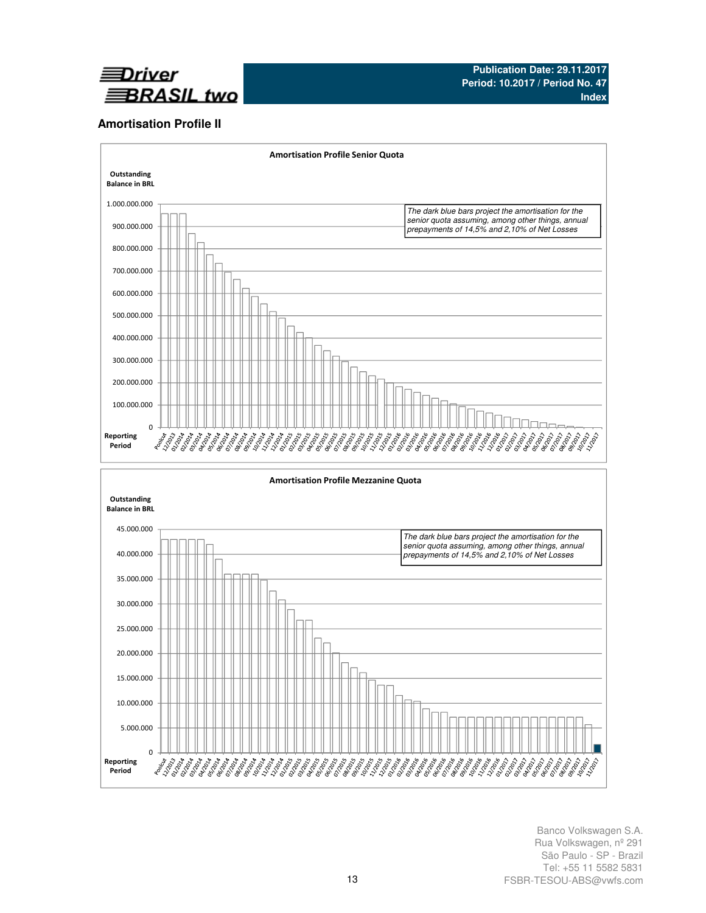## Amortisation Profile II

**Amortisation Profile Senior Quota**

Outstanding Balance in BRL

1.000.000.000
900.000.000
800.000.000
700.000.000
600.000.000
500.000.000
400.000.000
300.000.000
200.000.000
100.000.000
0

*The dark blue bars project the amortisation for the senior quota assuming, among other things, annual prepayments of 14,5% and 2,10% of Net Losses*

Reporting Period

Poolcut, 12/2013, 01/2014, 02/2014, 03/2014, 04/2014, 05/2014, 06/2014, 07/2014, 08/2014, 09/2014, 10/2014, 11/2014, 12/2014, 01/2015, 02/2015, 03/2015, 04/2015, 05/2015, 06/2015, 07/2015, 08/2015, 09/2015, 10/2015, 11/2015, 12/2015, 01/2016, 02/2016, 03/2016, 04/2016, 05/2016, 06/2016, 07/2016, 08/2016, 09/2016, 10/2016, 11/2016, 12/2016, 01/2017, 02/2017, 03/2017, 04/2017, 05/2017, 06/2017, 07/2017, 08/2017, 09/2017, 10/2017, 11/2017

**Amortisation Profile Mezzanine Quota**

Outstanding Balance in BRL

45.000.000
40.000.000
35.000.000
30.000.000
25.000.000
20.000.000
15.000.000
10.000.000
5.000.000
0

*The dark blue bars project the amortisation for the senior quota assuming, among other things, annual prepayments of 14,5% and 2,10% of Net Losses*

Reporting Period

Poolcut, 12/2013, 01/2014, 02/2014, 03/2014, 04/2014, 05/2014, 06/2014, 07/2014, 08/2014, 09/2014, 10/2014, 11/2014, 12/2014, 01/2015, 02/2015, 03/2015, 04/2015, 05/2015, 06/2015, 07/2015, 08/2015, 09/2015, 10/2015, 11/2015, 12/2015, 01/2016, 02/2016, 03/2016, 04/2016, 05/2016, 06/2016, 07/2016, 08/2016, 09/2016, 10/2016, 11/2016, 12/2016, 01/2017, 02/2017, 03/2017, 04/2017, 05/2017, 06/2017, 07/2017, 08/2017, 09/2017, 10/2017, 11/2017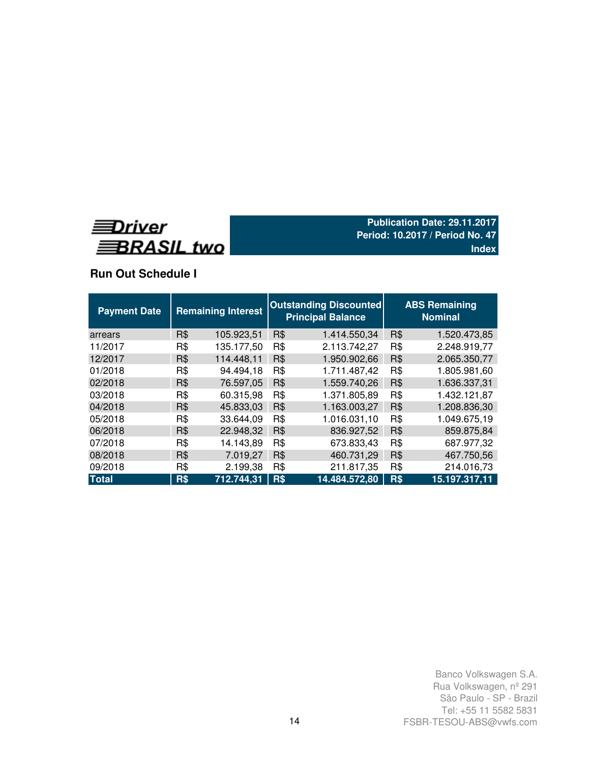Driver BRASIL two

**Publication Date: 29.11.2017**
**Period: 10.2017 / Period No. 47**
**Index**

## Run Out Schedule I

| Payment Date | Remaining Interest | | Outstanding Discounted Principal Balance | | ABS Remaining Nominal | |
|---|---|---|---|---|---|---|
| arrears | R$ | 105.923,51 | R$ | 1.414.550,34 | R$ | 1.520.473,85 |
| 11/2017 | R$ | 135.177,50 | R$ | 2.113.742,27 | R$ | 2.248.919,77 |
| 12/2017 | R$ | 114.448,11 | R$ | 1.950.902,66 | R$ | 2.065.350,77 |
| 01/2018 | R$ | 94.494,18 | R$ | 1.711.487,42 | R$ | 1.805.981,60 |
| 02/2018 | R$ | 76.597,05 | R$ | 1.559.740,26 | R$ | 1.636.337,31 |
| 03/2018 | R$ | 60.315,98 | R$ | 1.371.805,89 | R$ | 1.432.121,87 |
| 04/2018 | R$ | 45.833,03 | R$ | 1.163.003,27 | R$ | 1.208.836,30 |
| 05/2018 | R$ | 33.644,09 | R$ | 1.016.031,10 | R$ | 1.049.675,19 |
| 06/2018 | R$ | 22.948,32 | R$ | 836.927,52 | R$ | 859.875,84 |
| 07/2018 | R$ | 14.143,89 | R$ | 673.833,43 | R$ | 687.977,32 |
| 08/2018 | R$ | 7.019,27 | R$ | 460.731,29 | R$ | 467.750,56 |
| 09/2018 | R$ | 2.199,38 | R$ | 211.817,35 | R$ | 214.016,73 |
| **Total** | **R$** | **712.744,31** | **R$** | **14.484.572,80** | **R$** | **15.197.317,11** |

Banco Volkswagen S.A.
Rua Volkswagen, nº 291
São Paulo - SP - Brazil
Tel: +55 11 5582 5831
FSBR-TESOU-ABS@vwfs.com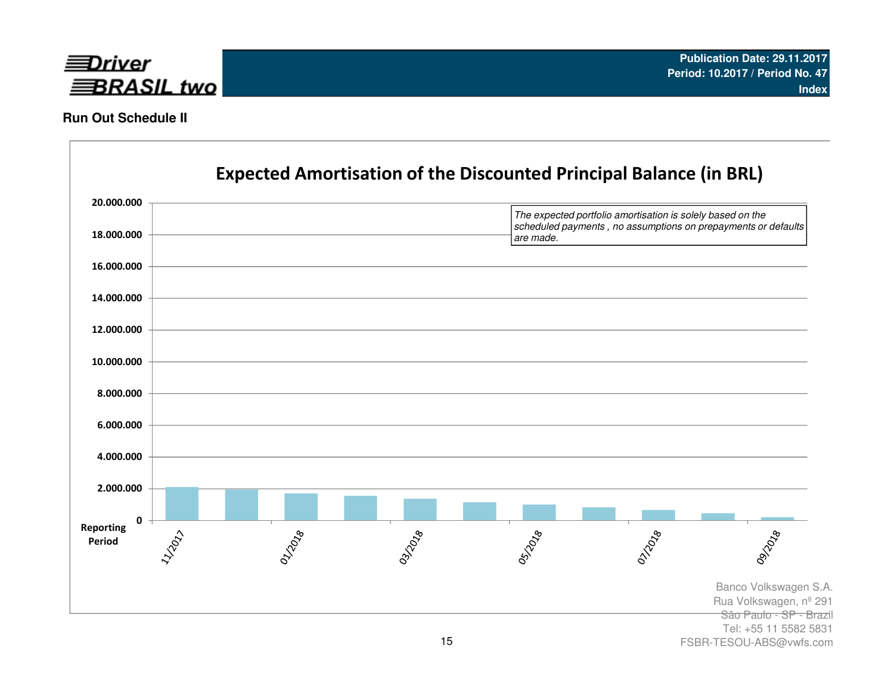Publication Date: 29.11.2017
Period: 10.2017 / Period No. 47
Index

## Run Out Schedule II

**Expected Amortisation of the Discounted Principal Balance (in BRL)**

*The expected portfolio amortisation is solely based on the scheduled payments , no assumptions on prepayments or defaults are made.*

20.000.000
18.000.000
16.000.000
14.000.000
12.000.000
10.000.000
8.000.000
6.000.000
4.000.000
2.000.000
0

Reporting Period

11/2017
01/2018
03/2018
05/2018
07/2018
09/2018

Banco Volkswagen S.A.
Rua Volkswagen, nº 291
São Paulo - SP - Brazil
Tel: +55 11 5582 5831
FSBR-TESOU-ABS@vwfs.com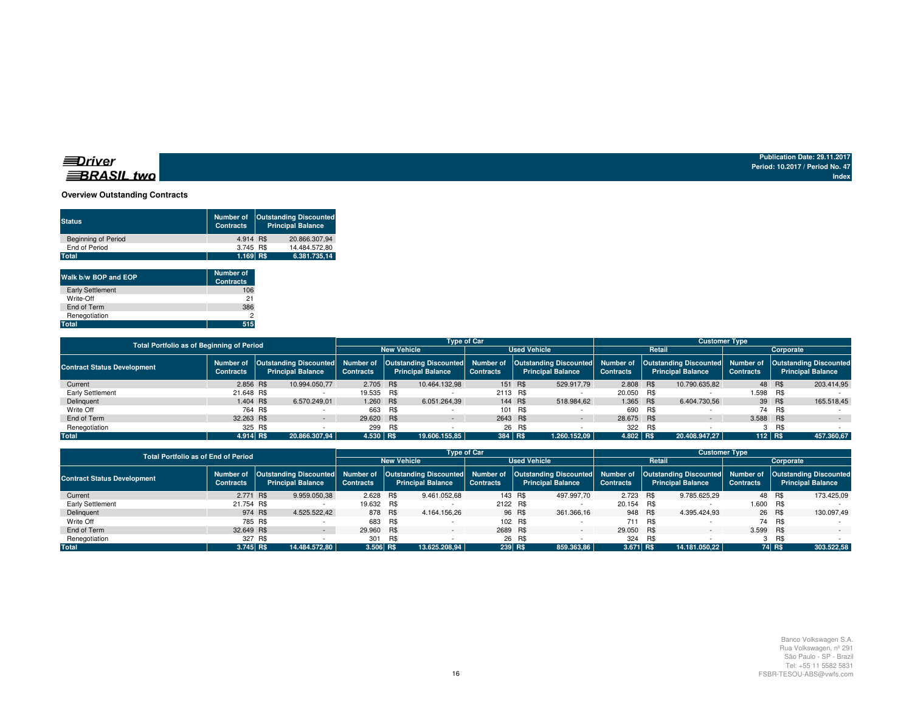Driver BRASIL two

Publication Date: 29.11.2017
Period: 10.2017 / Period No. 47
Index

**Overview Outstanding Contracts**

| Status | Number of Contracts | Outstanding Discounted Principal Balance |
|---|---|---|
| Beginning of Period | 4.914 | R$ 20.866.307,94 |
| End of Period | 3.745 | R$ 14.484.572,80 |
| **Total** | **1.169** | **R$ 6.381.735,14** |

| Walk b/w BOP and EOP | Number of Contracts |
|---|---|
| Early Settlement | 106 |
| Write-Off | 21 |
| End of Term | 386 |
| Renegotiation | 2 |
| **Total** | **515** |

| Total Portfolio as of Beginning of Period | | | Type of Car | | | | Customer Type | | | |
|---|---|---|---|---|---|---|---|---|---|---|
| | | | New Vehicle | | Used Vehicle | | Retail | | Corporate | |
| Contract Status Development | Number of Contracts | Outstanding Discounted Principal Balance | Number of Contracts | Outstanding Discounted Principal Balance | Number of Contracts | Outstanding Discounted Principal Balance | Number of Contracts | Outstanding Discounted Principal Balance | Number of Contracts | Outstanding Discounted Principal Balance |
| Current | 2.856 | R$ 10.994.050,77 | 2.705 | R$ 10.464.132,98 | 151 | R$ 529.917,79 | 2.808 | R$ 10.790.635,82 | 48 | R$ 203.414,95 |
| Early Settlement | 21.648 | R$ - | 19.535 | R$ - | 2113 | R$ - | 20.050 | R$ - | 1.598 | R$ - |
| Delinquent | 1.404 | R$ 6.570.249,01 | 1.260 | R$ 6.051.264,39 | 144 | R$ 518.984,62 | 1.365 | R$ 6.404.730,56 | 39 | R$ 165.518,45 |
| Write Off | 764 | R$ - | 663 | R$ - | 101 | R$ - | 690 | R$ - | 74 | R$ - |
| End of Term | 32.263 | R$ - | 29.620 | R$ - | 2643 | R$ - | 28.675 | R$ - | 3.588 | R$ - |
| Renegotiation | 325 | R$ - | 299 | R$ - | 26 | R$ - | 322 | R$ - | 3 | R$ - |
| **Total** | **4.914** | **R$ 20.866.307,94** | **4.530** | **R$ 19.606.155,85** | **384** | **R$ 1.260.152,09** | **4.802** | **R$ 20.408.947,27** | **112** | **R$ 457.360,67** |

| Total Portfolio as of End of Period | | | Type of Car | | | | Customer Type | | | |
|---|---|---|---|---|---|---|---|---|---|---|
| | | | New Vehicle | | Used Vehicle | | Retail | | Corporate | |
| Contract Status Development | Number of Contracts | Outstanding Discounted Principal Balance | Number of Contracts | Outstanding Discounted Principal Balance | Number of Contracts | Outstanding Discounted Principal Balance | Number of Contracts | Outstanding Discounted Principal Balance | Number of Contracts | Outstanding Discounted Principal Balance |
| Current | 2.771 | R$ 9.959.050,38 | 2.628 | R$ 9.461.052,68 | 143 | R$ 497.997,70 | 2.723 | R$ 9.785.625,29 | 48 | R$ 173.425,09 |
| Early Settlement | 21.754 | R$ - | 19.632 | R$ - | 2122 | R$ - | 20.154 | R$ - | 1.600 | R$ - |
| Delinquent | 974 | R$ 4.525.522,42 | 878 | R$ 4.164.156,26 | 96 | R$ 361.366,16 | 948 | R$ 4.395.424,93 | 26 | R$ 130.097,49 |
| Write Off | 785 | R$ - | 683 | R$ - | 102 | R$ - | 711 | R$ - | 74 | R$ - |
| End of Term | 32.649 | R$ - | 29.960 | R$ - | 2689 | R$ - | 29.050 | R$ - | 3.599 | R$ - |
| Renegotiation | 327 | R$ - | 301 | R$ - | 26 | R$ - | 324 | R$ - | 3 | R$ - |
| **Total** | **3.745** | **R$ 14.484.572,80** | **3.506** | **R$ 13.625.208,94** | **239** | **R$ 859.363,86** | **3.671** | **R$ 14.181.050,22** | **74** | **R$ 303.522,58** |

Banco Volkswagen S.A.
Rua Volkswagen, nº 291
São Paulo - SP - Brazil
Tel: +55 11 5582 5831
FSBR-TESOU-ABS@vwfs.com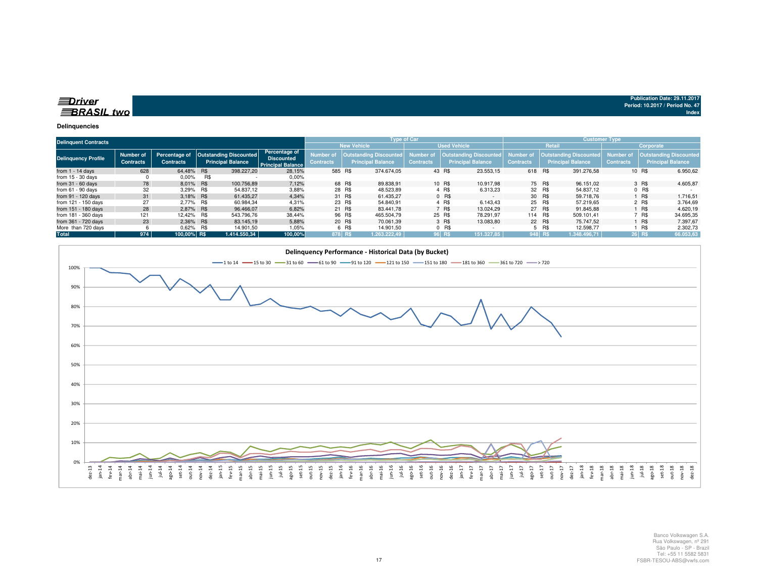**Driver BRASIL two**

**Publication Date: 29.11.2017**
**Period: 10.2017 / Period No. 47**
**Index**

## Delinquencies

| Delinquent Contracts | | | | | | | Type of Car | | | | | | | | | Customer Type | | | | | | | | |
|---|---|---|---|---|---|---|---|---|---|---|---|---|---|---|---|---|---|---|---|---|---|---|---|---|
| | | | | | | | New Vehicle | | | | Used Vehicle | | | | Retail | | | | Corporate | | | | | |
| Delinquency Profile | Number of Contracts | Percentage of Contracts | Outstanding Discounted Principal Balance | | Percentage of Discounted Principal Balance | | Number of Contracts | Outstanding Discounted Principal Balance | | | Number of Contracts | Outstanding Discounted Principal Balance | | | Number of Contracts | Outstanding Discounted Principal Balance | | | Number of Contracts | Outstanding Discounted Principal Balance | | | | |
| from 1 - 14 days | 628 | 64,48% | R$ | 398.227,20 | 28,15% | | 585 | R$ | 374.674,05 | | 43 | R$ | 23.553,15 | | 618 | R$ | 391.276,58 | | 10 | R$ | 6.950,62 | | | |
| from 15 - 30 days | 0 | 0,00% | R$ | - | 0,00% | | | | | | | | | | | | | | | | | | | |
| from 31 - 60 days | 78 | 8,01% | R$ | 100.756,89 | 7,12% | | 68 | R$ | 89.838,91 | | 10 | R$ | 10.917,98 | | 75 | R$ | 96.151,02 | | 3 | R$ | 4.605,87 | | | |
| from 61 - 90 days | 32 | 3,29% | R$ | 54.837,12 | 3,88% | | 28 | R$ | 48.523,89 | | 4 | R$ | 6.313,23 | | 32 | R$ | 54.837,12 | | 0 | R$ | - | | | |
| from 91 - 120 days | 31 | 3,18% | R$ | 61.435,27 | 4,34% | | 31 | R$ | 61.435,27 | | 0 | R$ | - | | 30 | R$ | 59.718,76 | | 1 | R$ | 1.716,51 | | | |
| from 121 - 150 days | 27 | 2,77% | R$ | 60.984,34 | 4,31% | | 23 | R$ | 54.840,91 | | 4 | R$ | 6.143,43 | | 25 | R$ | 57.219,65 | | 2 | R$ | 3.764,69 | | | |
| from 151 - 180 days | 28 | 2,87% | R$ | 96.466,07 | 6,82% | | 21 | R$ | 83.441,78 | | 7 | R$ | 13.024,29 | | 27 | R$ | 91.845,88 | | 1 | R$ | 4.620,19 | | | |
| from 181 - 360 days | 121 | 12,42% | R$ | 543.796,76 | 38,44% | | 96 | R$ | 465.504,79 | | 25 | R$ | 78.291,97 | | 114 | R$ | 509.101,41 | | 7 | R$ | 34.695,35 | | | |
| from 361 - 720 days | 23 | 2,36% | R$ | 83.145,19 | 5,88% | | 20 | R$ | 70.061,39 | | 3 | R$ | 13.083,80 | | 22 | R$ | 75.747,52 | | 1 | R$ | 7.397,67 | | | |
| More than 720 days | 6 | 0,62% | R$ | 14.901,50 | 1,05% | | 6 | R$ | 14.901,50 | | 0 | R$ | - | | 5 | R$ | 12.598,77 | | 1 | R$ | 2.302,73 | | | |
| **Total** | **974** | **100,00%** | **R$** | **1.414.550,34** | **100,00%** | | **878** | **R$** | **1.263.222,49** | | **96** | **R$** | **151.327,85** | | **948** | **R$** | **1.348.496,71** | | **26** | **R$** | **66.053,63** | | | |

**Delinquency Performance - Historical Data (by Bucket)**

1 to 14, 15 to 30, 31 to 60, 61 to 90, 91 to 120, 121 to 150, 151 to 180, 181 to 360, 361 to 720, > 720

100%
90%
80%
70%
60%
50%
40%
30%
20%
10%
0%

dez-13, jan-14, fev-14, mar-14, abr-14, mai-14, jun-14, jul-14, ago-14, set-14, out-14, nov-14, dez-14, jan-15, fev-15, mar-15, abr-15, mai-15, jun-15, jul-15, ago-15, set-15, out-15, nov-15, dez-15, jan-16, fev-16, mar-16, abr-16, mai-16, jun-16, jul-16, ago-16, set-16, out-16, nov-16, dez-16, jan-17, fev-17, mar-17, abr-17, mai-17, jun-17, jul-17, ago-17, set-17, out-17, nov-17, dez-17, jan-18, fev-18, mar-18, abr-18, mai-18, jun-18, jul-18, ago-18, set-18, out-18, nov-18, dez-18

Banco Volkswagen S.A.
Rua Volkswagen, nº 291
São Paulo - SP - Brazil
Tel: +55 11 5582 5831
FSBR-TESOU-ABS@vwfs.com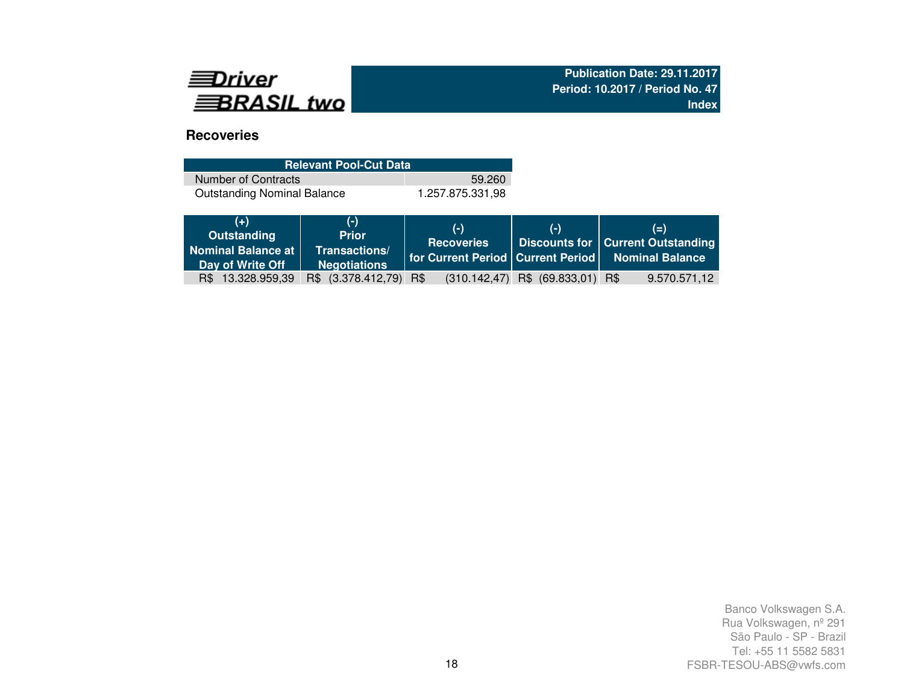Driver BRASIL two

**Publication Date: 29.11.2017**
**Period: 10.2017 / Period No. 47**
**Index**

## Recoveries

| Relevant Pool-Cut Data | |
|---|---|
| Number of Contracts | 59.260 |
| Outstanding Nominal Balance | 1.257.875.331,98 |

| (+) Outstanding Nominal Balance at Day of Write Off | (-) Prior Transactions/ Negotiations | (-) Recoveries for Current Period | (-) Discounts for Current Period | (=) Current Outstanding Nominal Balance |
|---|---|---|---|---|
| R$ 13.328.959,39 | R$ (3.378.412,79) | R$ (310.142,47) | R$ (69.833,01) | R$ 9.570.571,12 |

Banco Volkswagen S.A.
Rua Volkswagen, nº 291
São Paulo - SP - Brazil
Tel: +55 11 5582 5831
FSBR-TESOU-ABS@vwfs.com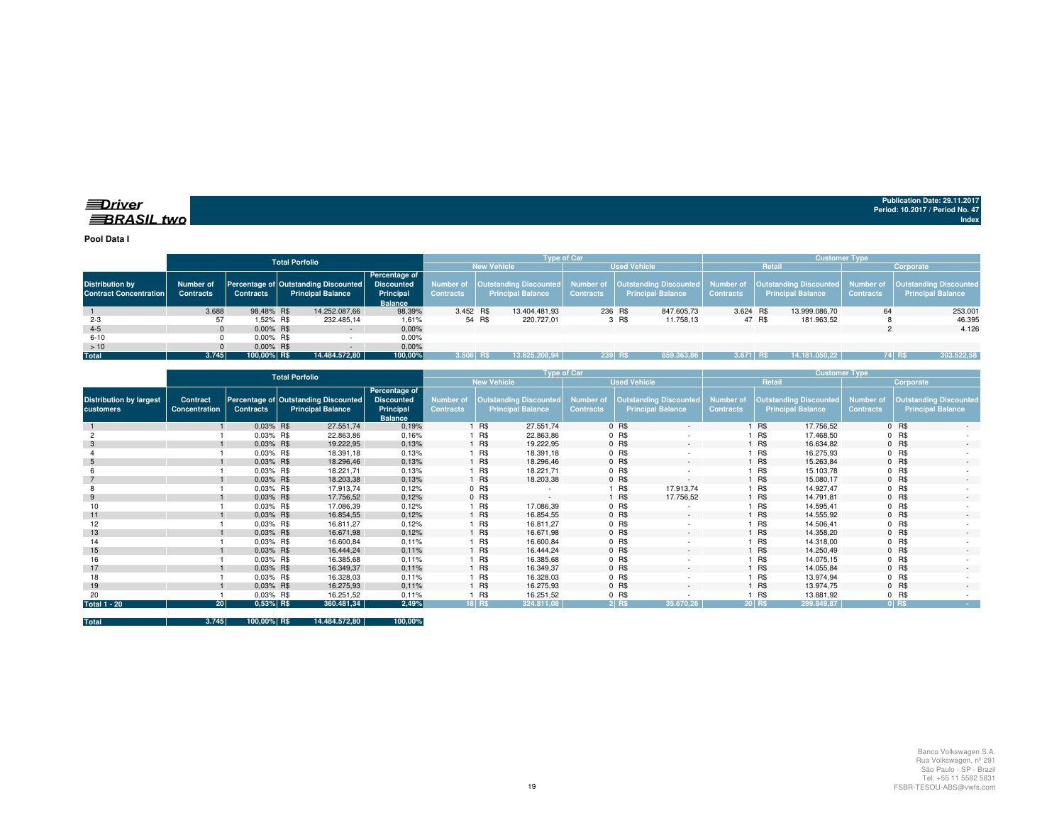Publication Date: 29.11.2017
Period: 10.2017 / Period No. 47
Index

**Pool Data I**

| | Total Porfolio | | | | Type of Car | | | | Customer Type | | | |
|---|---|---|---|---|---|---|---|---|---|---|---|---|
| | | | | | New Vehicle | | Used Vehicle | | Retail | | Corporate | |
| Distribution by Contract Concentration | Number of Contracts | Percentage of Contracts | Outstanding Discounted Principal Balance | Percentage of Discounted Principal Balance | Number of Contracts | Outstanding Discounted Principal Balance | Number of Contracts | Outstanding Discounted Principal Balance | Number of Contracts | Outstanding Discounted Principal Balance | Number of Contracts | Outstanding Discounted Principal Balance |
| 1 | 3.688 | 98,48% | R$ 14.252.087,66 | 98,39% | 3.452 | R$ 13.404.481,93 | 236 | R$ 847.605,73 | 3.624 | R$ 13.999.086,70 | 64 | 253.001 |
| 2-3 | 57 | 1,52% | R$ 232.485,14 | 1,61% | 54 | R$ 220.727,01 | 3 | R$ 11.758,13 | 47 | R$ 181.963,52 | 8 | 46.395 |
| 4-5 | 0 | 0,00% | R$ - | 0,00% | | | | | | | 2 | 4.126 |
| 6-10 | 0 | 0,00% | R$ - | 0,00% | | | | | | | | |
| > 10 | 0 | 0,00% | R$ - | 0,00% | | | | | | | | |
| **Total** | **3.745** | **100,00%** | **R$ 14.484.572,80** | **100,00%** | **3.506** | **R$ 13.625.208,94** | **239** | **R$ 859.363,86** | **3.671** | **R$ 14.181.050,22** | **74** | **R$ 303.522,58** |

| | Total Porfolio | | | | Type of Car | | | | Customer Type | | | |
|---|---|---|---|---|---|---|---|---|---|---|---|---|
| | | | | | New Vehicle | | Used Vehicle | | Retail | | Corporate | |
| Distribution by largest customers | Contract Concentration | Percentage of Contracts | Outstanding Discounted Principal Balance | Percentage of Discounted Principal Balance | Number of Contracts | Outstanding Discounted Principal Balance | Number of Contracts | Outstanding Discounted Principal Balance | Number of Contracts | Outstanding Discounted Principal Balance | Number of Contracts | Outstanding Discounted Principal Balance |
| 1 | 1 | 0,03% | R$ 27.551,74 | 0,19% | 1 | R$ 27.551,74 | 0 | R$ - | 1 | R$ 17.756,52 | 0 | R$ - |
| 2 | 1 | 0,03% | R$ 22.863,86 | 0,16% | 1 | R$ 22.863,86 | 0 | R$ - | 1 | R$ 17.468,50 | 0 | R$ - |
| 3 | 1 | 0,03% | R$ 19.222,95 | 0,13% | 1 | R$ 19.222,95 | 0 | R$ - | 1 | R$ 16.634,82 | 0 | R$ - |
| 4 | 1 | 0,03% | R$ 18.391,18 | 0,13% | 1 | R$ 18.391,18 | 0 | R$ - | 1 | R$ 16.275,93 | 0 | R$ - |
| 5 | 1 | 0,03% | R$ 18.296,46 | 0,13% | 1 | R$ 18.296,46 | 0 | R$ - | 1 | R$ 15.263,84 | 0 | R$ - |
| 6 | 1 | 0,03% | R$ 18.221,71 | 0,13% | 1 | R$ 18.221,71 | 0 | R$ - | 1 | R$ 15.103,78 | 0 | R$ - |
| 7 | 1 | 0,03% | R$ 18.203,38 | 0,13% | 1 | R$ 18.203,38 | 0 | R$ - | 1 | R$ 15.080,17 | 0 | R$ - |
| 8 | 1 | 0,03% | R$ 17.913,74 | 0,12% | 0 | R$ - | 1 | R$ 17.913,74 | 1 | R$ 14.927,47 | 0 | R$ - |
| 9 | 1 | 0,03% | R$ 17.756,52 | 0,12% | 0 | R$ - | 1 | R$ 17.756,52 | 1 | R$ 14.791,81 | 0 | R$ - |
| 10 | 1 | 0,03% | R$ 17.086,39 | 0,12% | 1 | R$ 17.086,39 | 0 | R$ - | 1 | R$ 14.595,41 | 0 | R$ - |
| 11 | 1 | 0,03% | R$ 16.854,55 | 0,12% | 1 | R$ 16.854,55 | 0 | R$ - | 1 | R$ 14.555,92 | 0 | R$ - |
| 12 | 1 | 0,03% | R$ 16.811,27 | 0,12% | 1 | R$ 16.811,27 | 0 | R$ - | 1 | R$ 14.506,41 | 0 | R$ - |
| 13 | 1 | 0,03% | R$ 16.671,98 | 0,12% | 1 | R$ 16.671,98 | 0 | R$ - | 1 | R$ 14.358,20 | 0 | R$ - |
| 14 | 1 | 0,03% | R$ 16.600,84 | 0,11% | 1 | R$ 16.600,84 | 0 | R$ - | 1 | R$ 14.318,00 | 0 | R$ - |
| 15 | 1 | 0,03% | R$ 16.444,24 | 0,11% | 1 | R$ 16.444,24 | 0 | R$ - | 1 | R$ 14.250,49 | 0 | R$ - |
| 16 | 1 | 0,03% | R$ 16.385,68 | 0,11% | 1 | R$ 16.385,68 | 0 | R$ - | 1 | R$ 14.075,15 | 0 | R$ - |
| 17 | 1 | 0,03% | R$ 16.349,37 | 0,11% | 1 | R$ 16.349,37 | 0 | R$ - | 1 | R$ 14.055,84 | 0 | R$ - |
| 18 | 1 | 0,03% | R$ 16.328,03 | 0,11% | 1 | R$ 16.328,03 | 0 | R$ - | 1 | R$ 13.974,94 | 0 | R$ - |
| 19 | 1 | 0,03% | R$ 16.275,93 | 0,11% | 1 | R$ 16.275,93 | 0 | R$ - | 1 | R$ 13.974,75 | 0 | R$ - |
| 20 | 1 | 0,03% | R$ 16.251,52 | 0,11% | 1 | R$ 16.251,52 | 0 | R$ - | 1 | R$ 13.881,92 | 0 | R$ - |
| **Total 1 - 20** | **20** | **0,53%** | **R$ 360.481,34** | **2,49%** | **18** | **R$ 324.811,08** | **2** | **R$ 35.670,26** | **20** | **R$ 299.849,87** | **0** | **R$ -** |
| **Total** | **3.745** | **100,00%** | **R$ 14.484.572,80** | **100,00%** | | | | | | | | |

Banco Volkswagen S.A.
Rua Volkswagen, nº 291
São Paulo - SP - Brazil
Tel: +55 11 5582 5831
FSBR-TESOU-ABS@vwfs.com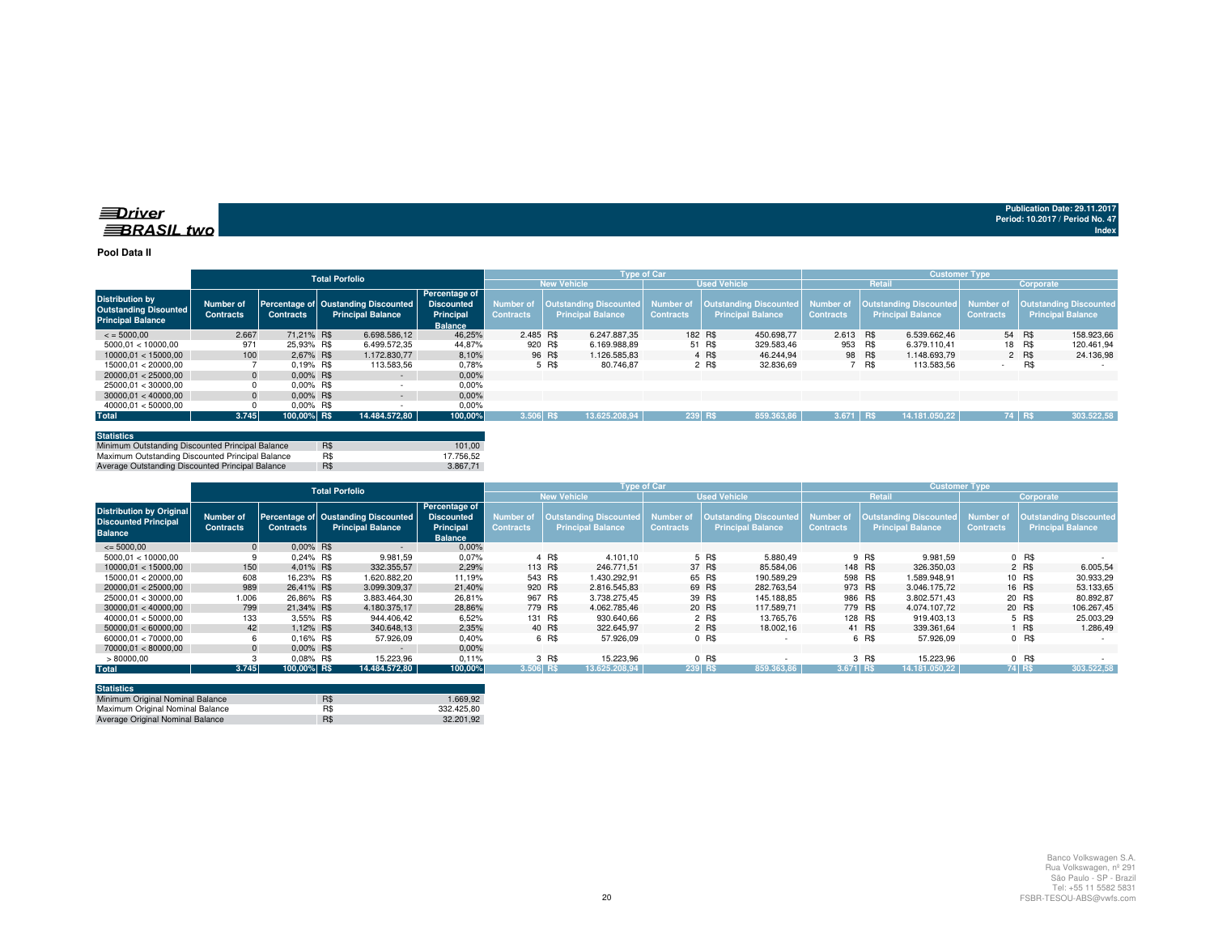Driver BRASIL two

Publication Date: 29.11.2017
Period: 10.2017 / Period No. 47
Index

**Pool Data II**

| Distribution by Outstanding Discounted Principal Balance | Total Porfolio | | | | | Type of Car | | | | | | Customer Type | | | | | |
|---|---|---|---|---|---|---|---|---|---|---|---|---|---|---|---|---|---|
| | | | | | | New Vehicle | | | Used Vehicle | | | Retail | | | Corporate | | |
| | Number of Contracts | Percentage of Contracts | Oustanding Discounted Principal Balance | | Percentage of Discounted Principal Balance | Number of Contracts | Outstanding Discounted Principal Balance | | Number of Contracts | Outstanding Discounted Principal Balance | | Number of Contracts | Outstanding Discounted Principal Balance | | Number of Contracts | Outstanding Discounted Principal Balance | |
| < = 5000,00 | 2.667 | 71,21% | R$ | 6.698.586,12 | 46,25% | 2.485 | R$ | 6.247.887,35 | 182 | R$ | 450.698,77 | 2.613 | R$ | 6.539.662,46 | 54 | R$ | 158.923,66 |
| 5000,01 < 10000,00 | 971 | 25,93% | R$ | 6.499.572,35 | 44,87% | 920 | R$ | 6.169.988,89 | 51 | R$ | 329.583,46 | 953 | R$ | 6.379.110,41 | 18 | R$ | 120.461,94 |
| 10000,01 < 15000,00 | 100 | 2,67% | R$ | 1.172.830,77 | 8,10% | 96 | R$ | 1.126.585,83 | 4 | R$ | 46.244,94 | 98 | R$ | 1.148.693,79 | 2 | R$ | 24.136,98 |
| 15000,01 < 20000,00 | 7 | 0,19% | R$ | 113.583,56 | 0,78% | 5 | R$ | 80.746,87 | 2 | R$ | 32.836,69 | 7 | R$ | 113.583,56 | - | R$ | - |
| 20000,01 < 25000,00 | 0 | 0,00% | R$ | - | 0,00% | | | | | | | | | | | | |
| 25000,01 < 30000,00 | 0 | 0,00% | R$ | - | 0,00% | | | | | | | | | | | | |
| 30000,01 < 40000,00 | 0 | 0,00% | R$ | - | 0,00% | | | | | | | | | | | | |
| 40000,01 < 50000,00 | 0 | 0,00% | R$ | - | 0,00% | | | | | | | | | | | | |
| **Total** | **3.745** | **100,00%** | **R$** | **14.484.572,80** | **100,00%** | **3.506** | **R$** | **13.625.208,94** | **239** | **R$** | **859.363,86** | **3.671** | **R$** | **14.181.050,22** | **74** | **R$** | **303.522,58** |

| Statistics | | |
|---|---|---|
| Minimum Outstanding Discounted Principal Balance | R$ | 101,00 |
| Maximum Outstanding Discounted Principal Balance | R$ | 17.756,52 |
| Average Outstanding Discounted Principal Balance | R$ | 3.867,71 |

| Distribution by Original Discounted Principal Balance | Total Porfolio | | | | | Type of Car | | | | | | Customer Type | | | | | |
|---|---|---|---|---|---|---|---|---|---|---|---|---|---|---|---|---|---|
| | | | | | | New Vehicle | | | Used Vehicle | | | Retail | | | Corporate | | |
| | Number of Contracts | Percentage of Contracts | Oustanding Discounted Principal Balance | | Percentage of Discounted Principal Balance | Number of Contracts | Outstanding Discounted Principal Balance | | Number of Contracts | Outstanding Discounted Principal Balance | | Number of Contracts | Outstanding Discounted Principal Balance | | Number of Contracts | Outstanding Discounted Principal Balance | |
| <= 5000,00 | 0 | 0,00% | R$ | - | 0,00% | | | | | | | | | | | | |
| 5000,01 < 10000,00 | 9 | 0,24% | R$ | 9.981,59 | 0,07% | 4 | R$ | 4.101,10 | 5 | R$ | 5.880,49 | 9 | R$ | 9.981,59 | 0 | R$ | - |
| 10000,01 < 15000,00 | 150 | 4,01% | R$ | 332.355,57 | 2,29% | 113 | R$ | 246.771,51 | 37 | R$ | 85.584,06 | 148 | R$ | 326.350,03 | 2 | R$ | 6.005,54 |
| 15000,01 < 20000,00 | 608 | 16,23% | R$ | 1.620.882,20 | 11,19% | 543 | R$ | 1.430.292,91 | 65 | R$ | 190.589,29 | 598 | R$ | 1.589.948,91 | 10 | R$ | 30.933,29 |
| 20000,01 < 25000,00 | 989 | 26,41% | R$ | 3.099.309,37 | 21,40% | 920 | R$ | 2.816.545,83 | 69 | R$ | 282.763,54 | 973 | R$ | 3.046.175,72 | 16 | R$ | 53.133,65 |
| 25000,01 < 30000,00 | 1.006 | 26,86% | R$ | 3.883.464,30 | 26,81% | 967 | R$ | 3.738.275,45 | 39 | R$ | 145.188,85 | 986 | R$ | 3.802.571,43 | 20 | R$ | 80.892,87 |
| 30000,01 < 40000,00 | 799 | 21,34% | R$ | 4.180.375,17 | 28,86% | 779 | R$ | 4.062.785,46 | 20 | R$ | 117.589,71 | 779 | R$ | 4.074.107,72 | 20 | R$ | 106.267,45 |
| 40000,01 < 50000,00 | 133 | 3,55% | R$ | 944.406,42 | 6,52% | 131 | R$ | 930.640,66 | 2 | R$ | 13.765,76 | 128 | R$ | 919.403,13 | 5 | R$ | 25.003,29 |
| 50000,01 < 60000,00 | 42 | 1,12% | R$ | 340.648,13 | 2,35% | 40 | R$ | 322.645,97 | 2 | R$ | 18.002,16 | 41 | R$ | 339.361,64 | 1 | R$ | 1.286,49 |
| 60000,01 < 70000,00 | 6 | 0,16% | R$ | 57.926,09 | 0,40% | 6 | R$ | 57.926,09 | 0 | R$ | - | 6 | R$ | 57.926,09 | 0 | R$ | - |
| 70000,01 < 80000,00 | 0 | 0,00% | R$ | - | 0,00% | | | | | | | | | | | | |
| > 80000,00 | 3 | 0,08% | R$ | 15.223,96 | 0,11% | 3 | R$ | 15.223,96 | 0 | R$ | - | 3 | R$ | 15.223,96 | 0 | R$ | - |
| **Total** | **3.745** | **100,00%** | **R$** | **14.484.572,80** | **100,00%** | **3.506** | **R$** | **13.625.208,94** | **239** | **R$** | **859.363,86** | **3.671** | **R$** | **14.181.050,22** | **74** | **R$** | **303.522,58** |

| Statistics | | |
|---|---|---|
| Minimum Original Nominal Balance | R$ | 1.669,92 |
| Maximum Original Nominal Balance | R$ | 332.425,80 |
| Average Original Nominal Balance | R$ | 32.201,92 |

Banco Volkswagen S.A.
Rua Volkswagen, nº 291
São Paulo - SP - Brazil
Tel: +55 11 5582 5831
FSBR-TESOU-ABS@vwfs.com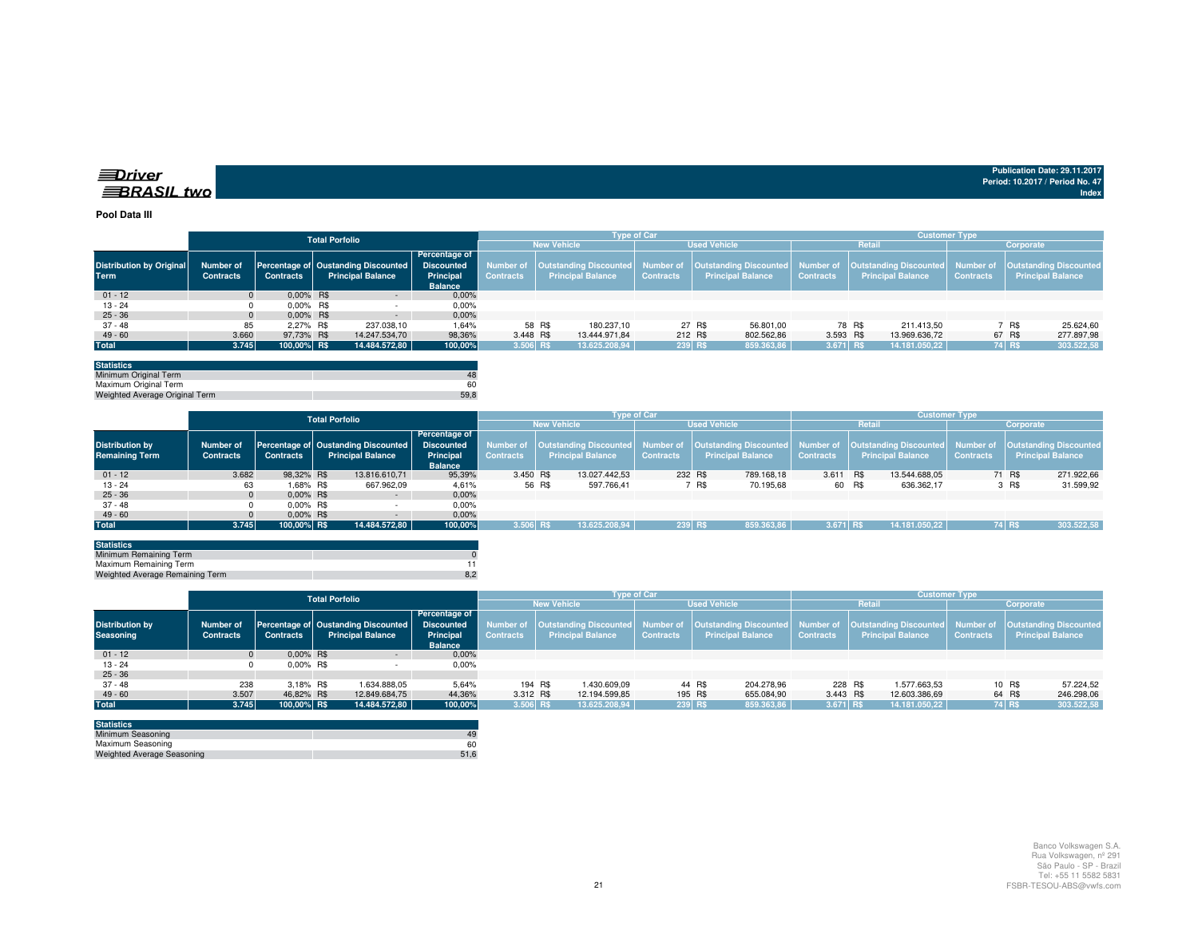Driver BRASIL two

**Publication Date: 29.11.2017**
**Period: 10.2017 / Period No. 47**
**Index**

**Pool Data III**

| | Total Porfolio | | | | Type of Car | | | | Customer Type | | | |
|---|---|---|---|---|---|---|---|---|---|---|---|---|
| | | | | | New Vehicle | | Used Vehicle | | Retail | | Corporate | |
| Distribution by Original Term | Number of Contracts | Percentage of Contracts | Oustanding Discounted Principal Balance | Percentage of Discounted Principal Balance | Number of Contracts | Outstanding Discounted Principal Balance | Number of Contracts | Outstanding Discounted Principal Balance | Number of Contracts | Outstanding Discounted Principal Balance | Number of Contracts | Outstanding Discounted Principal Balance |
| 01 - 12 | 0 | 0,00% | R$ - | 0,00% | | | | | | | | |
| 13 - 24 | 0 | 0,00% | R$ - | 0,00% | | | | | | | | |
| 25 - 36 | 0 | 0,00% | R$ - | 0,00% | | | | | | | | |
| 37 - 48 | 85 | 2,27% | R$ 237.038,10 | 1,64% | 58 | R$ 180.237,10 | 27 | R$ 56.801,00 | 78 | R$ 211.413,50 | 7 | R$ 25.624,60 |
| 49 - 60 | 3.660 | 97,73% | R$ 14.247.534,70 | 98,36% | 3.448 | R$ 13.444.971,84 | 212 | R$ 802.562,86 | 3.593 | R$ 13.969.636,72 | 67 | R$ 277.897,98 |
| **Total** | **3.745** | **100,00%** | **R$ 14.484.572,80** | **100,00%** | **3.506** | **R$ 13.625.208,94** | **239** | **R$ 859.363,86** | **3.671** | **R$ 14.181.050,22** | **74** | **R$ 303.522,58** |

| Statistics | |
|---|---|
| Minimum Original Term | 48 |
| Maximum Original Term | 60 |
| Weighted Average Original Term | 59,8 |

| | Total Porfolio | | | | Type of Car | | | | Customer Type | | | |
|---|---|---|---|---|---|---|---|---|---|---|---|---|
| | | | | | New Vehicle | | Used Vehicle | | Retail | | Corporate | |
| Distribution by Remaining Term | Number of Contracts | Percentage of Contracts | Oustanding Discounted Principal Balance | Percentage of Discounted Principal Balance | Number of Contracts | Outstanding Discounted Principal Balance | Number of Contracts | Outstanding Discounted Principal Balance | Number of Contracts | Outstanding Discounted Principal Balance | Number of Contracts | Outstanding Discounted Principal Balance |
| 01 - 12 | 3.682 | 98,32% | R$ 13.816.610,71 | 95,39% | 3.450 | R$ 13.027.442,53 | 232 | R$ 789.168,18 | 3.611 | R$ 13.544.688,05 | 71 | R$ 271.922,66 |
| 13 - 24 | 63 | 1,68% | R$ 667.962,09 | 4,61% | 56 | R$ 597.766,41 | 7 | R$ 70.195,68 | 60 | R$ 636.362,17 | 3 | R$ 31.599,92 |
| 25 - 36 | 0 | 0,00% | R$ - | 0,00% | | | | | | | | |
| 37 - 48 | 0 | 0,00% | R$ - | 0,00% | | | | | | | | |
| 49 - 60 | 0 | 0,00% | R$ - | 0,00% | | | | | | | | |
| **Total** | **3.745** | **100,00%** | **R$ 14.484.572,80** | **100,00%** | **3.506** | **R$ 13.625.208,94** | **239** | **R$ 859.363,86** | **3.671** | **R$ 14.181.050,22** | **74** | **R$ 303.522,58** |

| Statistics | |
|---|---|
| Minimum Remaining Term | 0 |
| Maximum Remaining Term | 11 |
| Weighted Average Remaining Term | 8,2 |

| | Total Porfolio | | | | Type of Car | | | | Customer Type | | | |
|---|---|---|---|---|---|---|---|---|---|---|---|---|
| | | | | | New Vehicle | | Used Vehicle | | Retail | | Corporate | |
| Distribution by Seasoning | Number of Contracts | Percentage of Contracts | Oustanding Discounted Principal Balance | Percentage of Discounted Principal Balance | Number of Contracts | Outstanding Discounted Principal Balance | Number of Contracts | Outstanding Discounted Principal Balance | Number of Contracts | Outstanding Discounted Principal Balance | Number of Contracts | Outstanding Discounted Principal Balance |
| 01 - 12 | 0 | 0,00% | R$ - | 0,00% | | | | | | | | |
| 13 - 24 | 0 | 0,00% | R$ - | 0,00% | | | | | | | | |
| 25 - 36 | | | | | | | | | | | | |
| 37 - 48 | 238 | 3,18% | R$ 1.634.888,05 | 5,64% | 194 | R$ 1.430.609,09 | 44 | R$ 204.278,96 | 228 | R$ 1.577.663,53 | 10 | R$ 57.224,52 |
| 49 - 60 | 3.507 | 46,82% | R$ 12.849.684,75 | 44,36% | 3.312 | R$ 12.194.599,85 | 195 | R$ 655.084,90 | 3.443 | R$ 12.603.386,69 | 64 | R$ 246.298,06 |
| **Total** | **3.745** | **100,00%** | **R$ 14.484.572,80** | **100,00%** | **3.506** | **R$ 13.625.208,94** | **239** | **R$ 859.363,86** | **3.671** | **R$ 14.181.050,22** | **74** | **R$ 303.522,58** |

| Statistics | |
|---|---|
| Minimum Seasoning | 49 |
| Maximum Seasoning | 60 |
| Weighted Average Seasoning | 51,6 |

Banco Volkswagen S.A.
Rua Volkswagen, nº 291
São Paulo - SP - Brazil
Tel: +55 11 5582 5831
FSBR-TESOU-ABS@vwfs.com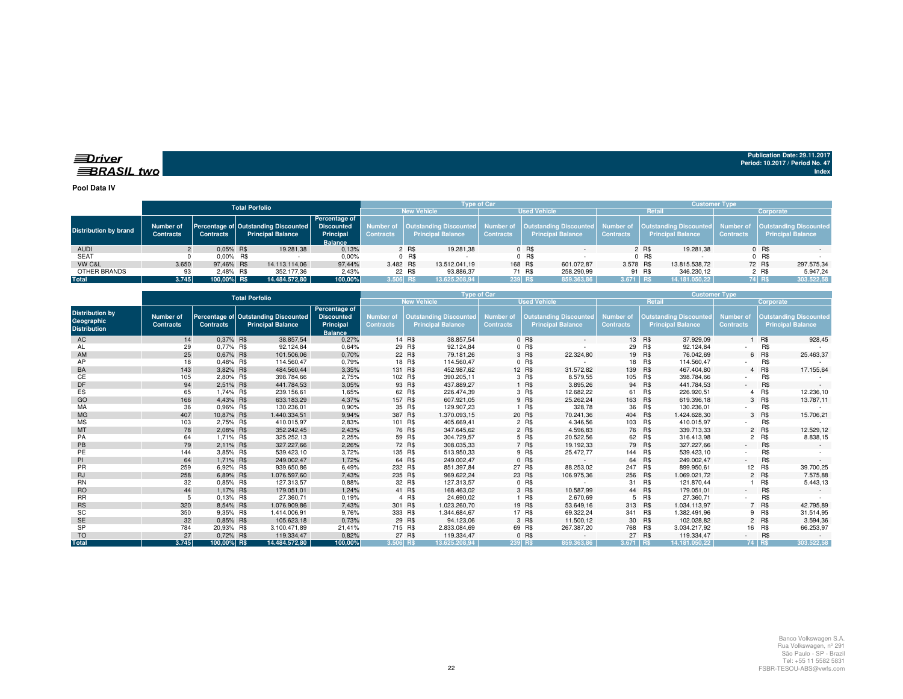**Driver BRASIL two**

Publication Date: 29.11.2017
Period: 10.2017 / Period No. 47
Index

**Pool Data IV**

| Distribution by brand | Total Porfolio | | | | Type of Car | | | | Customer Type | | | |
|---|---|---|---|---|---|---|---|---|---|---|---|---|
| | | | | | New Vehicle | | Used Vehicle | | Retail | | Corporate | |
| | Number of Contracts | Percentage of Contracts | Outstanding Discounted Principal Balance | Percentage of Discounted Principal Balance | Number of Contracts | Outstanding Discounted Principal Balance | Number of Contracts | Outstanding Discounted Principal Balance | Number of Contracts | Outstanding Discounted Principal Balance | Number of Contracts | Outstanding Discounted Principal Balance |
| AUDI | 2 | 0,05% | R$ 19.281,38 | 0,13% | 2 | R$ 19.281,38 | 0 | R$ - | 2 | R$ 19.281,38 | 0 | R$ - |
| SEAT | 0 | 0,00% | R$ - | 0,00% | 0 | R$ - | 0 | R$ - | 0 | R$ - | 0 | R$ - |
| VW C&L | 3.650 | 97,46% | R$ 14.113.114,06 | 97,44% | 3.482 | R$ 13.512.041,19 | 168 | R$ 601.072,87 | 3.578 | R$ 13.815.538,72 | 72 | R$ 297.575,34 |
| OTHER BRANDS | 93 | 2,48% | R$ 352.177,36 | 2,43% | 22 | R$ 93.886,37 | 71 | R$ 258.290,99 | 91 | R$ 346.230,12 | 2 | R$ 5.947,24 |
| **Total** | **3.745** | **100,00%** | **R$ 14.484.572,80** | **100,00%** | **3.506** | **R$ 13.625.208,94** | **239** | **R$ 859.363,86** | **3.671** | **R$ 14.181.050,22** | **74** | **R$ 303.522,58** |

| Distribution by Geographic Distribution | Total Porfolio | | | | Type of Car | | | | Customer Type | | | |
|---|---|---|---|---|---|---|---|---|---|---|---|---|
| | | | | | New Vehicle | | Used Vehicle | | Retail | | Corporate | |
| | Number of Contracts | Percentage of Contracts | Outstanding Discounted Principal Balance | Percentage of Discounted Principal Balance | Number of Contracts | Outstanding Discounted Principal Balance | Number of Contracts | Outstanding Discounted Principal Balance | Number of Contracts | Outstanding Discounted Principal Balance | Number of Contracts | Outstanding Discounted Principal Balance |
| AC | 14 | 0,37% | R$ 38.857,54 | 0,27% | 14 | R$ 38.857,54 | 0 | R$ - | 13 | R$ 37.929,09 | 1 | R$ 928,45 |
| AL | 29 | 0,77% | R$ 92.124,84 | 0,64% | 29 | R$ 92.124,84 | 0 | R$ - | 29 | R$ 92.124,84 | - | R$ - |
| AM | 25 | 0,67% | R$ 101.506,06 | 0,70% | 22 | R$ 79.181,26 | 3 | R$ 22.324,80 | 19 | R$ 76.042,69 | 6 | R$ 25.463,37 |
| AP | 18 | 0,48% | R$ 114.560,47 | 0,79% | 18 | R$ 114.560,47 | 0 | R$ - | 18 | R$ 114.560,47 | - | R$ - |
| BA | 143 | 3,82% | R$ 484.560,44 | 3,35% | 131 | R$ 452.987,62 | 12 | R$ 31.572,82 | 139 | R$ 467.404,80 | 4 | R$ 17.155,64 |
| CE | 105 | 2,80% | R$ 398.784,66 | 2,75% | 102 | R$ 390.205,11 | 3 | R$ 8.579,55 | 105 | R$ 398.784,66 | - | R$ - |
| DF | 94 | 2,51% | R$ 441.784,53 | 3,05% | 93 | R$ 437.889,27 | 1 | R$ 3.895,26 | 94 | R$ 441.784,53 | - | R$ - |
| ES | 65 | 1,74% | R$ 239.156,61 | 1,65% | 62 | R$ 226.474,39 | 3 | R$ 12.682,22 | 61 | R$ 226.920,51 | 4 | R$ 12.236,10 |
| GO | 166 | 4,43% | R$ 633.183,29 | 4,37% | 157 | R$ 607.921,05 | 9 | R$ 25.262,24 | 163 | R$ 619.396,18 | 3 | R$ 13.787,11 |
| MA | 36 | 0,96% | R$ 130.236,01 | 0,90% | 35 | R$ 129.907,23 | 1 | R$ 328,78 | 36 | R$ 130.236,01 | - | R$ - |
| MG | 407 | 10,87% | R$ 1.440.334,51 | 9,94% | 387 | R$ 1.370.093,15 | 20 | R$ 70.241,36 | 404 | R$ 1.424.628,30 | 3 | R$ 15.706,21 |
| MS | 103 | 2,75% | R$ 410.015,97 | 2,83% | 101 | R$ 405.669,41 | 2 | R$ 4.346,56 | 103 | R$ 410.015,97 | - | R$ - |
| MT | 78 | 2,08% | R$ 352.242,45 | 2,43% | 76 | R$ 347.645,62 | 2 | R$ 4.596,83 | 76 | R$ 339.713,33 | 2 | R$ 12.529,12 |
| PA | 64 | 1,71% | R$ 325.252,13 | 2,25% | 59 | R$ 304.729,57 | 5 | R$ 20.522,56 | 62 | R$ 316.413,98 | 2 | R$ 8.838,15 |
| PB | 79 | 2,11% | R$ 327.227,66 | 2,26% | 72 | R$ 308.035,33 | 7 | R$ 19.192,33 | 79 | R$ 327.227,66 | - | R$ - |
| PE | 144 | 3,85% | R$ 539.423,10 | 3,72% | 135 | R$ 513.950,33 | 9 | R$ 25.472,77 | 144 | R$ 539.423,10 | - | R$ - |
| PI | 64 | 1,71% | R$ 249.002,47 | 1,72% | 64 | R$ 249.002,47 | 0 | R$ - | 64 | R$ 249.002,47 | - | R$ - |
| PR | 259 | 6,92% | R$ 939.650,86 | 6,49% | 232 | R$ 851.397,84 | 27 | R$ 88.253,02 | 247 | R$ 899.950,61 | 12 | R$ 39.700,25 |
| RJ | 258 | 6,89% | R$ 1.076.597,60 | 7,43% | 235 | R$ 969.622,24 | 23 | R$ 106.975,36 | 256 | R$ 1.069.021,72 | 2 | R$ 7.575,88 |
| RN | 32 | 0,85% | R$ 127.313,57 | 0,88% | 32 | R$ 127.313,57 | 0 | R$ - | 31 | R$ 121.870,44 | 1 | R$ 5.443,13 |
| RO | 44 | 1,17% | R$ 179.051,01 | 1,24% | 41 | R$ 168.463,02 | 3 | R$ 10.587,99 | 44 | R$ 179.051,01 | - | R$ - |
| RR | 5 | 0,13% | R$ 27.360,71 | 0,19% | 4 | R$ 24.690,02 | 1 | R$ 2.670,69 | 5 | R$ 27.360,71 | - | R$ - |
| RS | 320 | 8,54% | R$ 1.076.909,86 | 7,43% | 301 | R$ 1.023.260,70 | 19 | R$ 53.649,16 | 313 | R$ 1.034.113,97 | 7 | R$ 42.795,89 |
| SC | 350 | 9,35% | R$ 1.414.006,91 | 9,76% | 333 | R$ 1.344.684,67 | 17 | R$ 69.322,24 | 341 | R$ 1.382.491,96 | 9 | R$ 31.514,95 |
| SE | 32 | 0,85% | R$ 105.623,18 | 0,73% | 29 | R$ 94.123,06 | 3 | R$ 11.500,12 | 30 | R$ 102.028,82 | 2 | R$ 3.594,36 |
| SP | 784 | 20,93% | R$ 3.100.471,89 | 21,41% | 715 | R$ 2.833.084,69 | 69 | R$ 267.387,20 | 768 | R$ 3.034.217,92 | 16 | R$ 66.253,97 |
| TO | 27 | 0,72% | R$ 119.334,47 | 0,82% | 27 | R$ 119.334,47 | 0 | R$ - | 27 | R$ 119.334,47 | - | R$ - |
| **Total** | **3.745** | **100,00%** | **R$ 14.484.572,80** | **100,00%** | **3.506** | **R$ 13.625.208,94** | **239** | **R$ 859.363,86** | **3.671** | **R$ 14.181.050,22** | **74** | **R$ 303.522,58** |

Banco Volkswagen S.A.
Rua Volkswagen, nº 291
São Paulo - SP - Brazil
Tel: +55 11 5582 5831
FSBR-TESOU-ABS@vwfs.com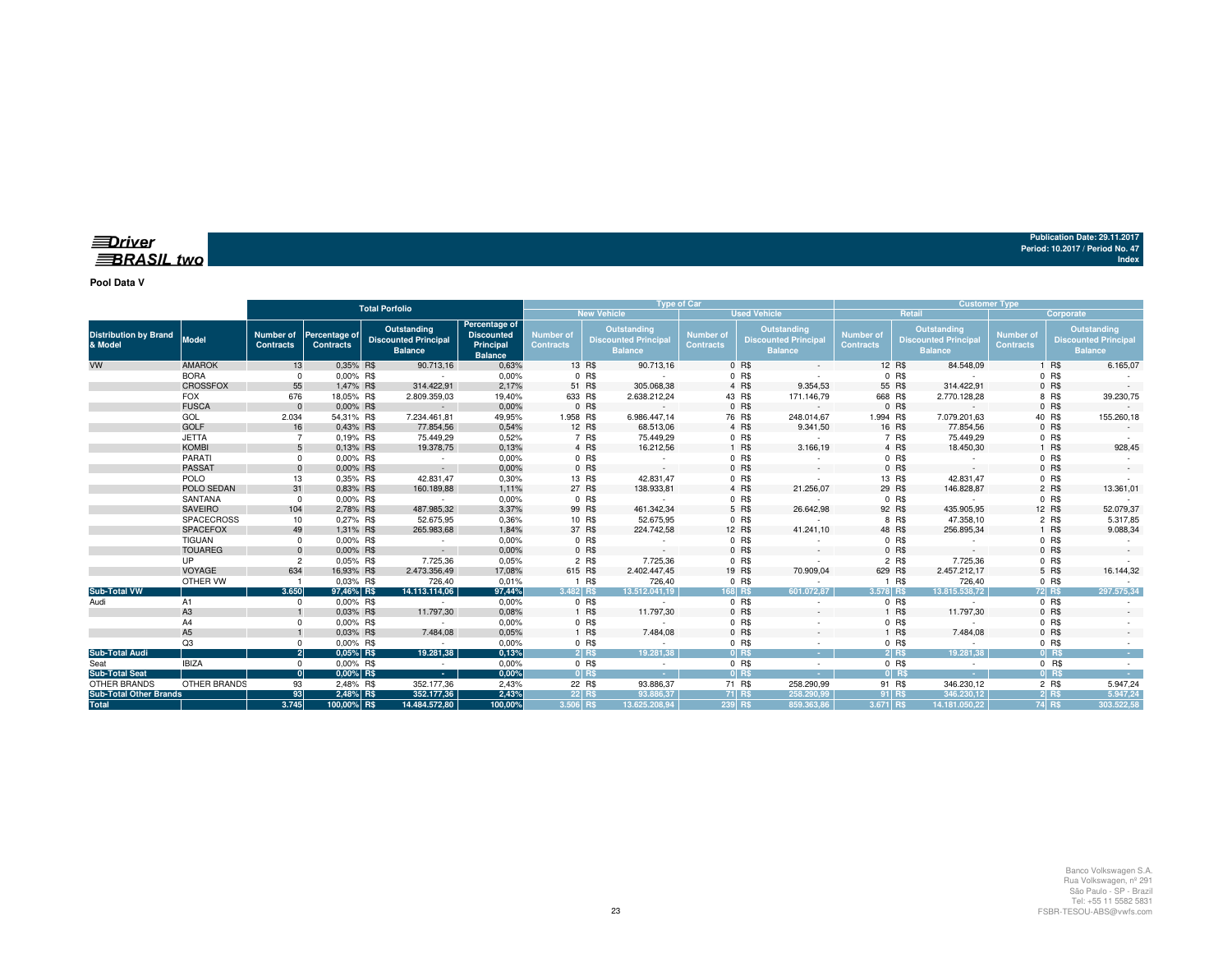Publication Date: 29.11.2017
Period: 10.2017 / Period No. 47
Index

**Pool Data V**

| | | Total Porfolio | | | | Type of Car | | | | Customer Type | | | |
|---|---|---|---|---|---|---|---|---|---|---|---|---|---|
| | | | | | | New Vehicle | | Used Vehicle | | Retail | | Corporate | |
| Distribution by Brand & Model | Model | Number of Contracts | Percentage of Contracts | Outstanding Discounted Principal Balance | Percentage of Discounted Principal Balance | Number of Contracts | Outstanding Discounted Principal Balance | Number of Contracts | Outstanding Discounted Principal Balance | Number of Contracts | Outstanding Discounted Principal Balance | Number of Contracts | Outstanding Discounted Principal Balance |
| VW | AMAROK | 13 | 0,35% | R$ 90.713,16 | 0,63% | 13 | R$ 90.713,16 | 0 | R$ - | 12 | R$ 84.548,09 | 1 | R$ 6.165,07 |
| | BORA | 0 | 0,00% | R$ - | 0,00% | 0 | R$ - | 0 | R$ - | 0 | R$ - | 0 | R$ - |
| | CROSSFOX | 55 | 1,47% | R$ 314.422,91 | 2,17% | 51 | R$ 305.068,38 | 4 | R$ 9.354,53 | 55 | R$ 314.422,91 | 0 | R$ - |
| | FOX | 676 | 18,05% | R$ 2.809.359,03 | 19,40% | 633 | R$ 2.638.212,24 | 43 | R$ 171.146,79 | 668 | R$ 2.770.128,28 | 8 | R$ 39.230,75 |
| | FUSCA | 0 | 0,00% | R$ - | 0,00% | 0 | R$ - | 0 | R$ - | 0 | R$ - | 0 | R$ - |
| | GOL | 2.034 | 54,31% | R$ 7.234.461,81 | 49,95% | 1.958 | R$ 6.986.447,14 | 76 | R$ 248.014,67 | 1.994 | R$ 7.079.201,63 | 40 | R$ 155.260,18 |
| | GOLF | 16 | 0,43% | R$ 77.854,56 | 0,54% | 12 | R$ 68.513,06 | 4 | R$ 9.341,50 | 16 | R$ 77.854,56 | 0 | R$ - |
| | JETTA | 7 | 0,19% | R$ 75.449,29 | 0,52% | 7 | R$ 75.449,29 | 0 | R$ - | 7 | R$ 75.449,29 | 0 | R$ - |
| | KOMBI | 5 | 0,13% | R$ 19.378,75 | 0,13% | 4 | R$ 16.212,56 | 1 | R$ 3.166,19 | 4 | R$ 18.450,30 | 1 | R$ 928,45 |
| | PARATI | 0 | 0,00% | R$ - | 0,00% | 0 | R$ - | 0 | R$ - | 0 | R$ - | 0 | R$ - |
| | PASSAT | 0 | 0,00% | R$ - | 0,00% | 0 | R$ - | 0 | R$ - | 0 | R$ - | 0 | R$ - |
| | POLO | 13 | 0,35% | R$ 42.831,47 | 0,30% | 13 | R$ 42.831,47 | 0 | R$ - | 13 | R$ 42.831,47 | 0 | R$ - |
| | POLO SEDAN | 31 | 0,83% | R$ 160.189,88 | 1,11% | 27 | R$ 138.933,81 | 4 | R$ 21.256,07 | 29 | R$ 146.828,87 | 2 | R$ 13.361,01 |
| | SANTANA | 0 | 0,00% | R$ - | 0,00% | 0 | R$ - | 0 | R$ - | 0 | R$ - | 0 | R$ - |
| | SAVEIRO | 104 | 2,78% | R$ 487.985,32 | 3,37% | 99 | R$ 461.342,34 | 5 | R$ 26.642,98 | 92 | R$ 435.905,95 | 12 | R$ 52.079,37 |
| | SPACECROSS | 10 | 0,27% | R$ 52.675,95 | 0,36% | 10 | R$ 52.675,95 | 0 | R$ - | 8 | R$ 47.358,10 | 2 | R$ 5.317,85 |
| | SPACEFOX | 49 | 1,31% | R$ 265.983,68 | 1,84% | 37 | R$ 224.742,58 | 12 | R$ 41.241,10 | 48 | R$ 256.895,34 | 1 | R$ 9.088,34 |
| | TIGUAN | 0 | 0,00% | R$ - | 0,00% | 0 | R$ - | 0 | R$ - | 0 | R$ - | 0 | R$ - |
| | TOUAREG | 0 | 0,00% | R$ - | 0,00% | 0 | R$ - | 0 | R$ - | 0 | R$ - | 0 | R$ - |
| | UP | 2 | 0,05% | R$ 7.725,36 | 0,05% | 2 | R$ 7.725,36 | 0 | R$ - | 2 | R$ 7.725,36 | 0 | R$ - |
| | VOYAGE | 634 | 16,93% | R$ 2.473.356,49 | 17,08% | 615 | R$ 2.402.447,45 | 19 | R$ 70.909,04 | 629 | R$ 2.457.212,17 | 5 | R$ 16.144,32 |
| | OTHER VW | 1 | 0,03% | R$ 726,40 | 0,01% | 1 | R$ 726,40 | 0 | R$ - | 1 | R$ 726,40 | 0 | R$ - |
| **Sub-Total VW** | | **3.650** | **97,46%** | **R$ 14.113.114,06** | **97,44%** | **3.482** | **R$ 13.512.041,19** | **168** | **R$ 601.072,87** | **3.578** | **R$ 13.815.538,72** | **72** | **R$ 297.575,34** |
| Audi | A1 | 0 | 0,00% | R$ - | 0,00% | 0 | R$ - | 0 | R$ - | 0 | R$ - | 0 | R$ - |
| | A3 | 1 | 0,03% | R$ 11.797,30 | 0,08% | 1 | R$ 11.797,30 | 0 | R$ - | 1 | R$ 11.797,30 | 0 | R$ - |
| | A4 | 0 | 0,00% | R$ - | 0,00% | 0 | R$ - | 0 | R$ - | 0 | R$ - | 0 | R$ - |
| | A5 | 1 | 0,03% | R$ 7.484,08 | 0,05% | 1 | R$ 7.484,08 | 0 | R$ - | 1 | R$ 7.484,08 | 0 | R$ - |
| | Q3 | 0 | 0,00% | R$ - | 0,00% | 0 | R$ - | 0 | R$ - | 0 | R$ - | 0 | R$ - |
| **Sub-Total Audi** | | **2** | **0,05%** | **R$ 19.281,38** | **0,13%** | **2** | **R$ 19.281,38** | **0** | **R$ -** | **2** | **R$ 19.281,38** | **0** | **R$ -** |
| Seat | IBIZA | 0 | 0,00% | R$ - | 0,00% | 0 | R$ - | 0 | R$ - | 0 | R$ - | 0 | R$ - |
| **Sub-Total Seat** | | **0** | **0,00%** | **R$ -** | **0,00%** | **0** | **R$ -** | **0** | **R$ -** | **0** | **R$ -** | **0** | **R$ -** |
| OTHER BRANDS | OTHER BRANDS | 93 | 2,48% | R$ 352.177,36 | 2,43% | 22 | R$ 93.886,37 | 71 | R$ 258.290,99 | 91 | R$ 346.230,12 | 2 | R$ 5.947,24 |
| **Sub-Total Other Brands** | | **93** | **2,48%** | **R$ 352.177,36** | **2,43%** | **22** | **R$ 93.886,37** | **71** | **R$ 258.290,99** | **91** | **R$ 346.230,12** | **2** | **R$ 5.947,24** |
| **Total** | | **3.745** | **100,00%** | **R$ 14.484.572,80** | **100,00%** | **3.506** | **R$ 13.625.208,94** | **239** | **R$ 859.363,86** | **3.671** | **R$ 14.181.050,22** | **74** | **R$ 303.522,58** |

Banco Volkswagen S.A.
Rua Volkswagen, nº 291
São Paulo - SP - Brazil
Tel: +55 11 5582 5831
FSBR-TESOU-ABS@vwfs.com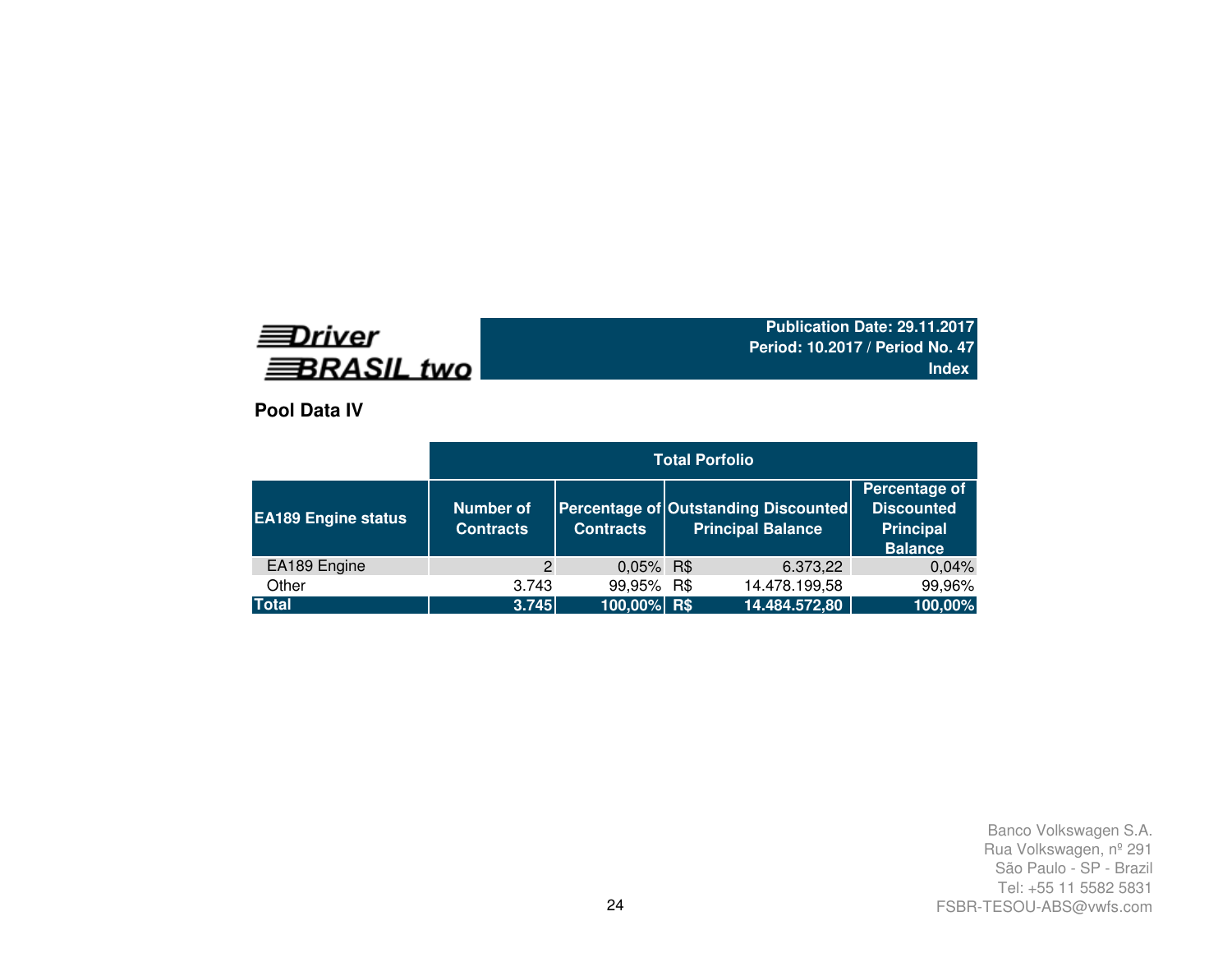**Driver BRASIL two**

**Publication Date: 29.11.2017**
**Period: 10.2017 / Period No. 47**
**Index**

## Pool Data IV

| | Total Porfolio | | | |
|---|---|---|---|---|
| **EA189 Engine status** | **Number of Contracts** | **Percentage of Contracts** | **Outstanding Discounted Principal Balance** | **Percentage of Discounted Principal Balance** |
| EA189 Engine | 2 | 0,05% | R$ 6.373,22 | 0,04% |
| Other | 3.743 | 99,95% | R$ 14.478.199,58 | 99,96% |
| **Total** | **3.745** | **100,00%** | **R$ 14.484.572,80** | **100,00%** |

Banco Volkswagen S.A.
Rua Volkswagen, nº 291
São Paulo - SP - Brazil
Tel: +55 11 5582 5831
FSBR-TESOU-ABS@vwfs.com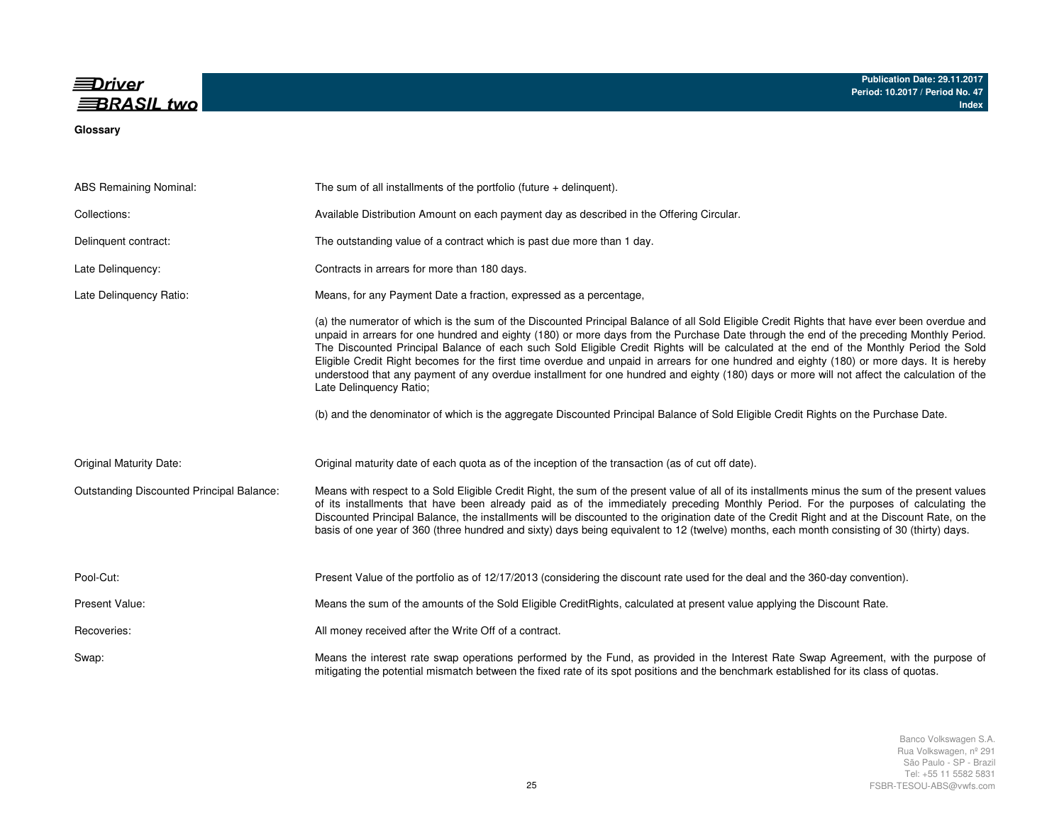## Glossary

| | |
|---|---|
| ABS Remaining Nominal: | The sum of all installments of the portfolio (future + delinquent). |
| Collections: | Available Distribution Amount on each payment day as described in the Offering Circular. |
| Delinquent contract: | The outstanding value of a contract which is past due more than 1 day. |
| Late Delinquency: | Contracts in arrears for more than 180 days. |
| Late Delinquency Ratio: | Means, for any Payment Date a fraction, expressed as a percentage,<br><br>(a) the numerator of which is the sum of the Discounted Principal Balance of all Sold Eligible Credit Rights that have ever been overdue and unpaid in arrears for one hundred and eighty (180) or more days from the Purchase Date through the end of the preceding Monthly Period. The Discounted Principal Balance of each such Sold Eligible Credit Rights will be calculated at the end of the Monthly Period the Sold Eligible Credit Right becomes for the first time overdue and unpaid in arrears for one hundred and eighty (180) or more days. It is hereby understood that any payment of any overdue installment for one hundred and eighty (180) days or more will not affect the calculation of the Late Delinquency Ratio;<br><br>(b) and the denominator of which is the aggregate Discounted Principal Balance of Sold Eligible Credit Rights on the Purchase Date. |
| Original Maturity Date: | Original maturity date of each quota as of the inception of the transaction (as of cut off date). |
| Outstanding Discounted Principal Balance: | Means with respect to a Sold Eligible Credit Right, the sum of the present value of all of its installments minus the sum of the present values of its installments that have been already paid as of the immediately preceding Monthly Period. For the purposes of calculating the Discounted Principal Balance, the installments will be discounted to the origination date of the Credit Right and at the Discount Rate, on the basis of one year of 360 (three hundred and sixty) days being equivalent to 12 (twelve) months, each month consisting of 30 (thirty) days. |
| Pool-Cut: | Present Value of the portfolio as of 12/17/2013 (considering the discount rate used for the deal and the 360-day convention). |
| Present Value: | Means the sum of the amounts of the Sold Eligible CreditRights, calculated at present value applying the Discount Rate. |
| Recoveries: | All money received after the Write Off of a contract. |
| Swap: | Means the interest rate swap operations performed by the Fund, as provided in the Interest Rate Swap Agreement, with the purpose of mitigating the potential mismatch between the fixed rate of its spot positions and the benchmark established for its class of quotas. |

Banco Volkswagen S.A.
Rua Volkswagen, nº 291
São Paulo - SP - Brazil
Tel: +55 11 5582 5831
FSBR-TESOU-ABS@vwfs.com